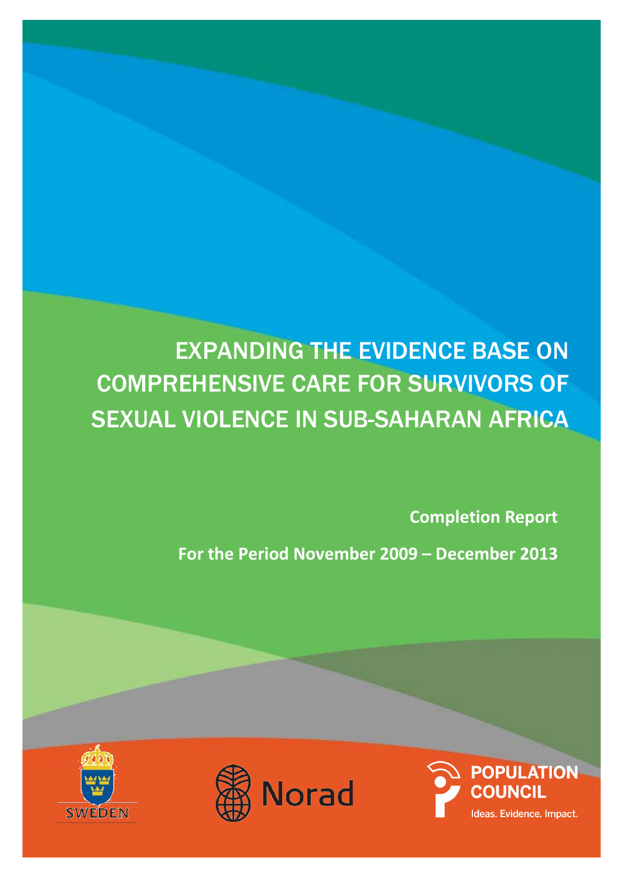# EXPANDING THE EVIDENCE BASE ON COMPREHENSIVE CARE FOR SURVIVORS OF SEXUAL VIOLENCE IN SUB-SAHARAN AFRICA

**Completion Report**

**For the Period November 2009 – December 2013**

SWEDEN

Norad

POPULATION COUNCIL

Ideas. Evidence. Impact.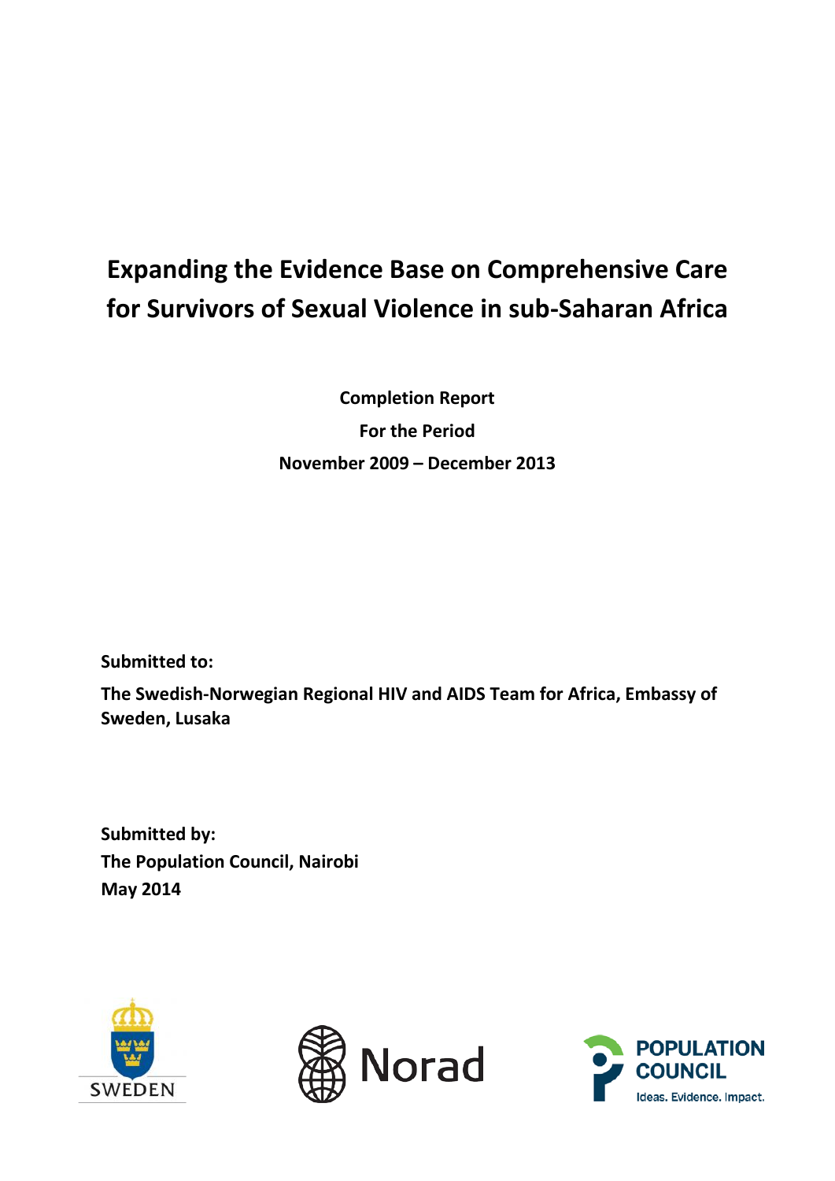# Expanding the Evidence Base on Comprehensive Care for Survivors of Sexual Violence in sub-Saharan Africa

**Completion Report**

**For the Period**

**November 2009 – December 2013**

**Submitted to:**

**The Swedish-Norwegian Regional HIV and AIDS Team for Africa, Embassy of Sweden, Lusaka**

**Submitted by:**
**The Population Council, Nairobi**
**May 2014**

SWEDEN

Norad

POPULATION COUNCIL
Ideas. Evidence. Impact.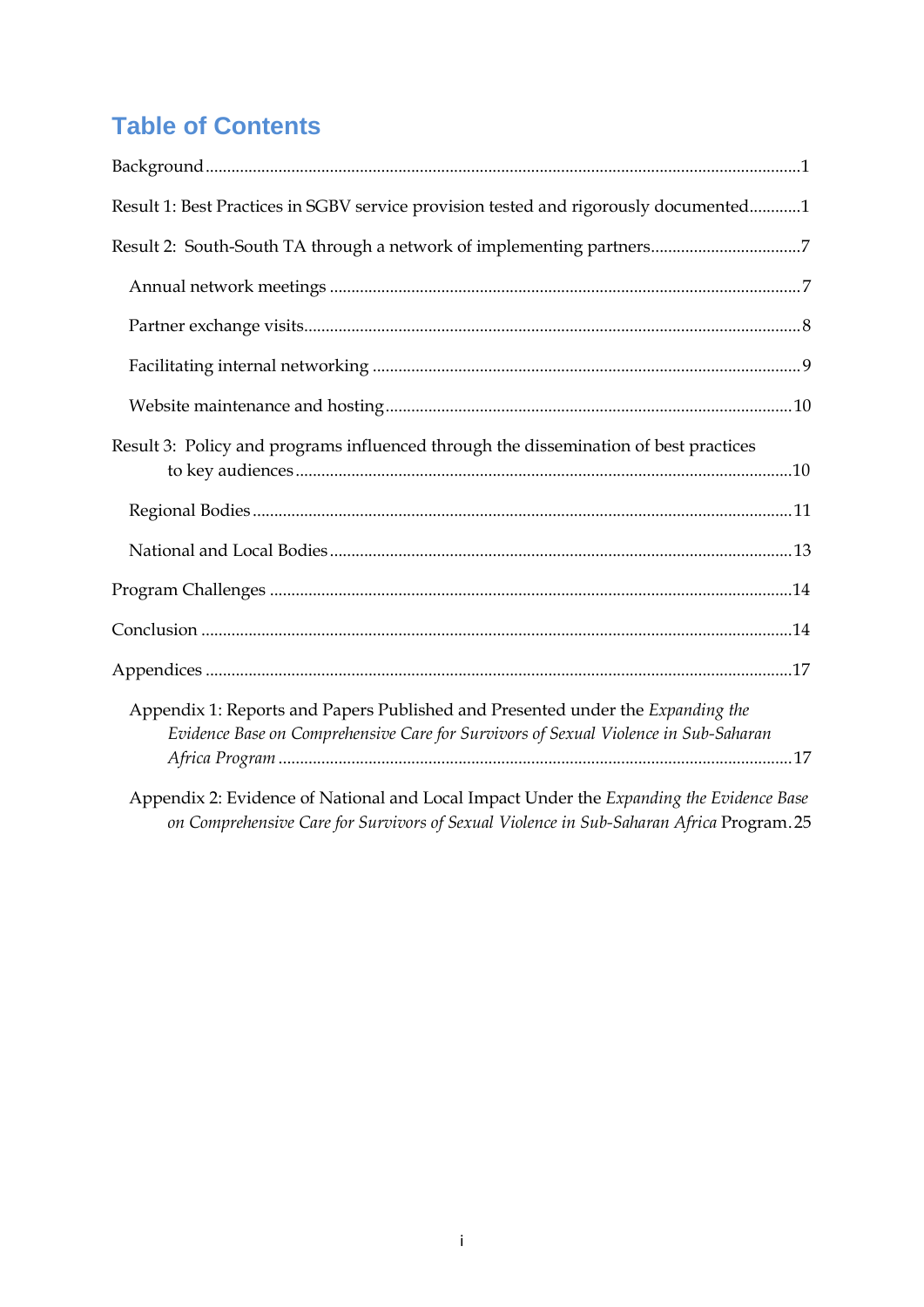# Table of Contents

Background ........................................................................................................................................1

Result 1: Best Practices in SGBV service provision tested and rigorously documented............1

Result 2: South-South TA through a network of implementing partners..................................7

- Annual network meetings ............................................................................................................7
- Partner exchange visits..................................................................................................................8
- Facilitating internal networking ...................................................................................................9
- Website maintenance and hosting..............................................................................................10

Result 3: Policy and programs influenced through the dissemination of best practices to key audiences...................................................................................................................10

- Regional Bodies............................................................................................................................11
- National and Local Bodies..........................................................................................................13

Program Challenges ........................................................................................................................14

Conclusion ........................................................................................................................................14

Appendices .......................................................................................................................................17

- Appendix 1: Reports and Papers Published and Presented under the *Expanding the Evidence Base on Comprehensive Care for Survivors of Sexual Violence in Sub-Saharan Africa Program* .......................................................................................................................17
- Appendix 2: Evidence of National and Local Impact Under the *Expanding the Evidence Base on Comprehensive Care for Survivors of Sexual Violence in Sub-Saharan Africa* Program.25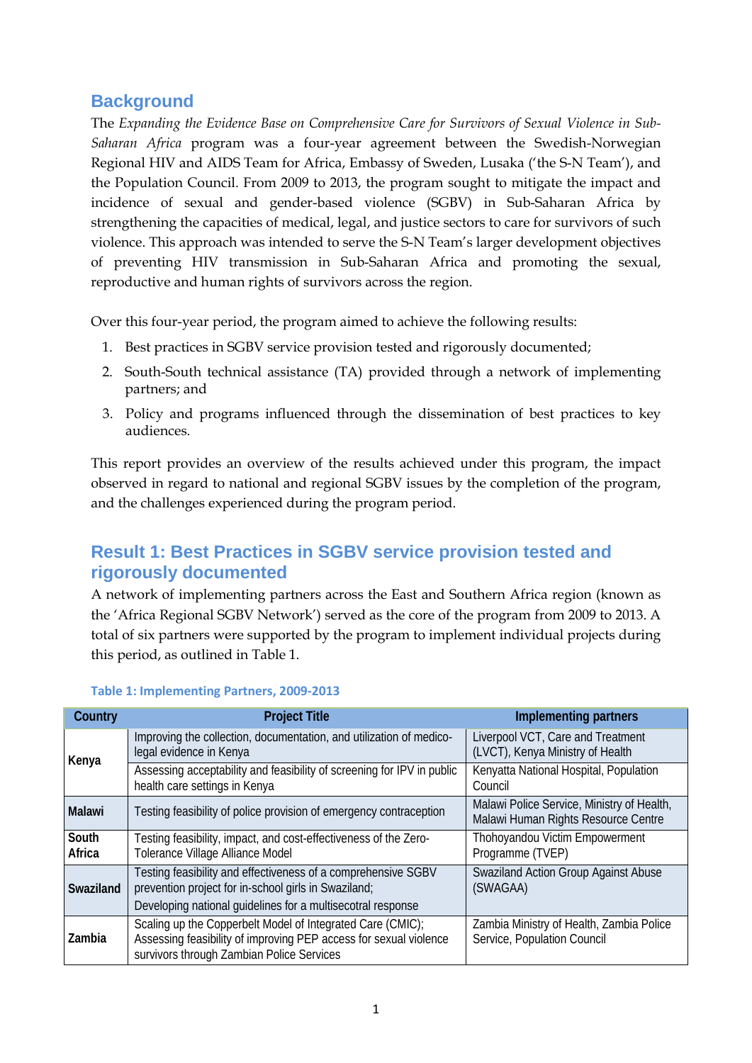## Background

The *Expanding the Evidence Base on Comprehensive Care for Survivors of Sexual Violence in Sub-Saharan Africa* program was a four-year agreement between the Swedish-Norwegian Regional HIV and AIDS Team for Africa, Embassy of Sweden, Lusaka ('the S-N Team'), and the Population Council. From 2009 to 2013, the program sought to mitigate the impact and incidence of sexual and gender-based violence (SGBV) in Sub-Saharan Africa by strengthening the capacities of medical, legal, and justice sectors to care for survivors of such violence. This approach was intended to serve the S-N Team's larger development objectives of preventing HIV transmission in Sub-Saharan Africa and promoting the sexual, reproductive and human rights of survivors across the region.

Over this four-year period, the program aimed to achieve the following results:

1. Best practices in SGBV service provision tested and rigorously documented;
2. South-South technical assistance (TA) provided through a network of implementing partners; and
3. Policy and programs influenced through the dissemination of best practices to key audiences.

This report provides an overview of the results achieved under this program, the impact observed in regard to national and regional SGBV issues by the completion of the program, and the challenges experienced during the program period.

## Result 1: Best Practices in SGBV service provision tested and rigorously documented

A network of implementing partners across the East and Southern Africa region (known as the 'Africa Regional SGBV Network') served as the core of the program from 2009 to 2013. A total of six partners were supported by the program to implement individual projects during this period, as outlined in Table 1.

**Table 1: Implementing Partners, 2009-2013**

| Country | Project Title | Implementing partners |
|---|---|---|
| **Kenya** | Improving the collection, documentation, and utilization of medico-legal evidence in Kenya | Liverpool VCT, Care and Treatment (LVCT), Kenya Ministry of Health |
| | Assessing acceptability and feasibility of screening for IPV in public health care settings in Kenya | Kenyatta National Hospital, Population Council |
| **Malawi** | Testing feasibility of police provision of emergency contraception | Malawi Police Service, Ministry of Health, Malawi Human Rights Resource Centre |
| **South Africa** | Testing feasibility, impact, and cost-effectiveness of the Zero-Tolerance Village Alliance Model | Thohoyandou Victim Empowerment Programme (TVEP) |
| **Swaziland** | Testing feasibility and effectiveness of a comprehensive SGBV prevention project for in-school girls in Swaziland; Developing national guidelines for a multisecotral response | Swaziland Action Group Against Abuse (SWAGAA) |
| **Zambia** | Scaling up the Copperbelt Model of Integrated Care (CMIC); Assessing feasibility of improving PEP access for sexual violence survivors through Zambian Police Services | Zambia Ministry of Health, Zambia Police Service, Population Council |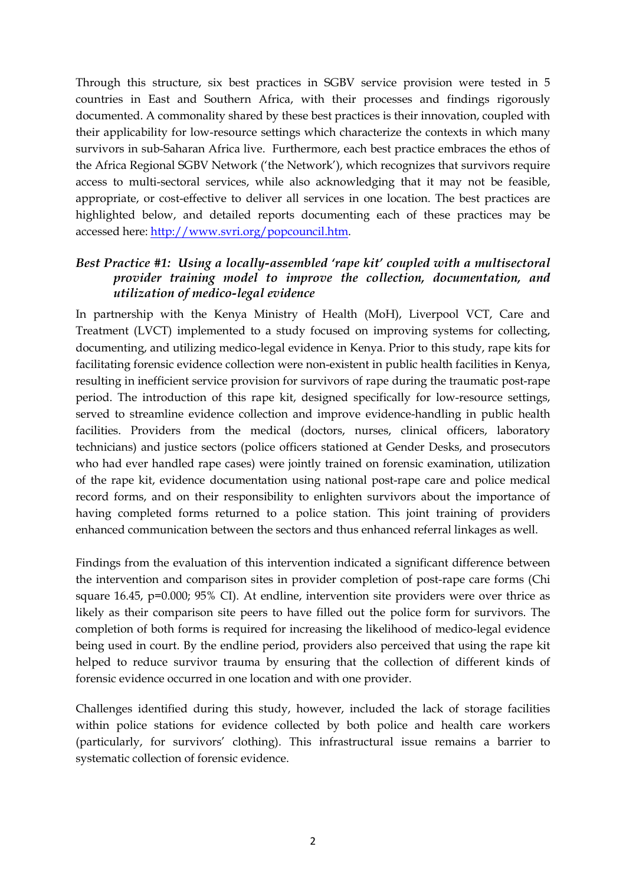Through this structure, six best practices in SGBV service provision were tested in 5 countries in East and Southern Africa, with their processes and findings rigorously documented. A commonality shared by these best practices is their innovation, coupled with their applicability for low-resource settings which characterize the contexts in which many survivors in sub-Saharan Africa live. Furthermore, each best practice embraces the ethos of the Africa Regional SGBV Network ('the Network'), which recognizes that survivors require access to multi-sectoral services, while also acknowledging that it may not be feasible, appropriate, or cost-effective to deliver all services in one location. The best practices are highlighted below, and detailed reports documenting each of these practices may be accessed here: http://www.svri.org/popcouncil.htm.

### *Best Practice #1: Using a locally-assembled 'rape kit' coupled with a multisectoral provider training model to improve the collection, documentation, and utilization of medico-legal evidence*

In partnership with the Kenya Ministry of Health (MoH), Liverpool VCT, Care and Treatment (LVCT) implemented to a study focused on improving systems for collecting, documenting, and utilizing medico-legal evidence in Kenya. Prior to this study, rape kits for facilitating forensic evidence collection were non-existent in public health facilities in Kenya, resulting in inefficient service provision for survivors of rape during the traumatic post-rape period. The introduction of this rape kit, designed specifically for low-resource settings, served to streamline evidence collection and improve evidence-handling in public health facilities. Providers from the medical (doctors, nurses, clinical officers, laboratory technicians) and justice sectors (police officers stationed at Gender Desks, and prosecutors who had ever handled rape cases) were jointly trained on forensic examination, utilization of the rape kit, evidence documentation using national post-rape care and police medical record forms, and on their responsibility to enlighten survivors about the importance of having completed forms returned to a police station. This joint training of providers enhanced communication between the sectors and thus enhanced referral linkages as well.

Findings from the evaluation of this intervention indicated a significant difference between the intervention and comparison sites in provider completion of post-rape care forms (Chi square 16.45, $p=0.000$; 95% CI). At endline, intervention site providers were over thrice as likely as their comparison site peers to have filled out the police form for survivors. The completion of both forms is required for increasing the likelihood of medico-legal evidence being used in court. By the endline period, providers also perceived that using the rape kit helped to reduce survivor trauma by ensuring that the collection of different kinds of forensic evidence occurred in one location and with one provider.

Challenges identified during this study, however, included the lack of storage facilities within police stations for evidence collected by both police and health care workers (particularly, for survivors' clothing). This infrastructural issue remains a barrier to systematic collection of forensic evidence.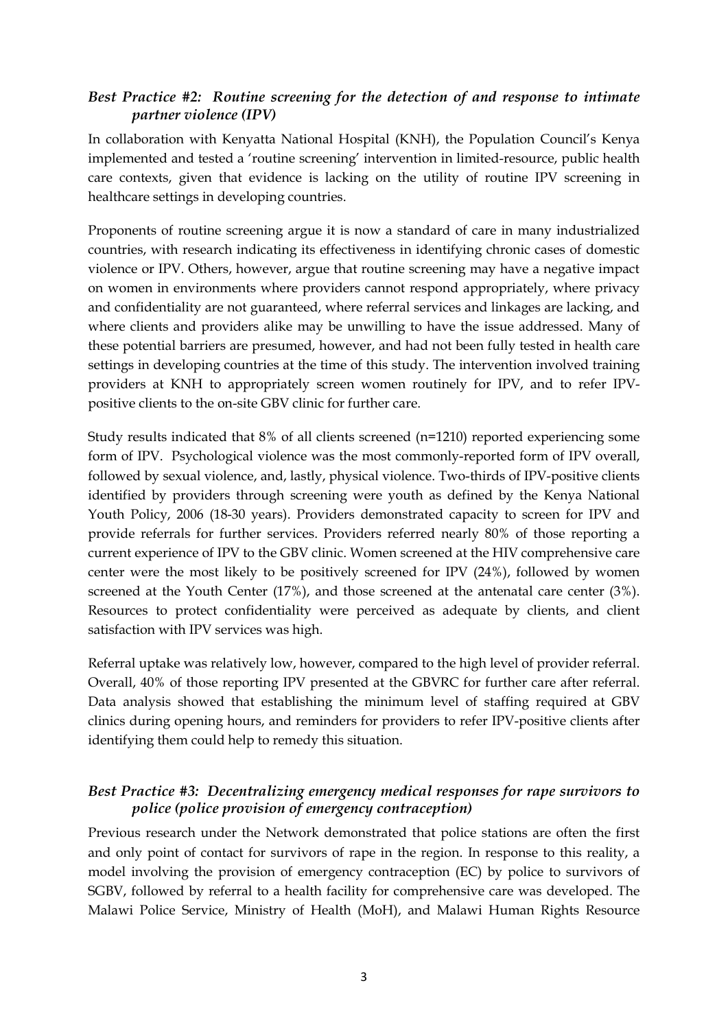### *Best Practice #2: Routine screening for the detection of and response to intimate partner violence (IPV)*

In collaboration with Kenyatta National Hospital (KNH), the Population Council's Kenya implemented and tested a 'routine screening' intervention in limited-resource, public health care contexts, given that evidence is lacking on the utility of routine IPV screening in healthcare settings in developing countries.

Proponents of routine screening argue it is now a standard of care in many industrialized countries, with research indicating its effectiveness in identifying chronic cases of domestic violence or IPV. Others, however, argue that routine screening may have a negative impact on women in environments where providers cannot respond appropriately, where privacy and confidentiality are not guaranteed, where referral services and linkages are lacking, and where clients and providers alike may be unwilling to have the issue addressed. Many of these potential barriers are presumed, however, and had not been fully tested in health care settings in developing countries at the time of this study. The intervention involved training providers at KNH to appropriately screen women routinely for IPV, and to refer IPV-positive clients to the on-site GBV clinic for further care.

Study results indicated that 8% of all clients screened (n=1210) reported experiencing some form of IPV. Psychological violence was the most commonly-reported form of IPV overall, followed by sexual violence, and, lastly, physical violence. Two-thirds of IPV-positive clients identified by providers through screening were youth as defined by the Kenya National Youth Policy, 2006 (18-30 years). Providers demonstrated capacity to screen for IPV and provide referrals for further services. Providers referred nearly 80% of those reporting a current experience of IPV to the GBV clinic. Women screened at the HIV comprehensive care center were the most likely to be positively screened for IPV (24%), followed by women screened at the Youth Center (17%), and those screened at the antenatal care center (3%). Resources to protect confidentiality were perceived as adequate by clients, and client satisfaction with IPV services was high.

Referral uptake was relatively low, however, compared to the high level of provider referral. Overall, 40% of those reporting IPV presented at the GBVRC for further care after referral. Data analysis showed that establishing the minimum level of staffing required at GBV clinics during opening hours, and reminders for providers to refer IPV-positive clients after identifying them could help to remedy this situation.

### *Best Practice #3: Decentralizing emergency medical responses for rape survivors to police (police provision of emergency contraception)*

Previous research under the Network demonstrated that police stations are often the first and only point of contact for survivors of rape in the region. In response to this reality, a model involving the provision of emergency contraception (EC) by police to survivors of SGBV, followed by referral to a health facility for comprehensive care was developed. The Malawi Police Service, Ministry of Health (MoH), and Malawi Human Rights Resource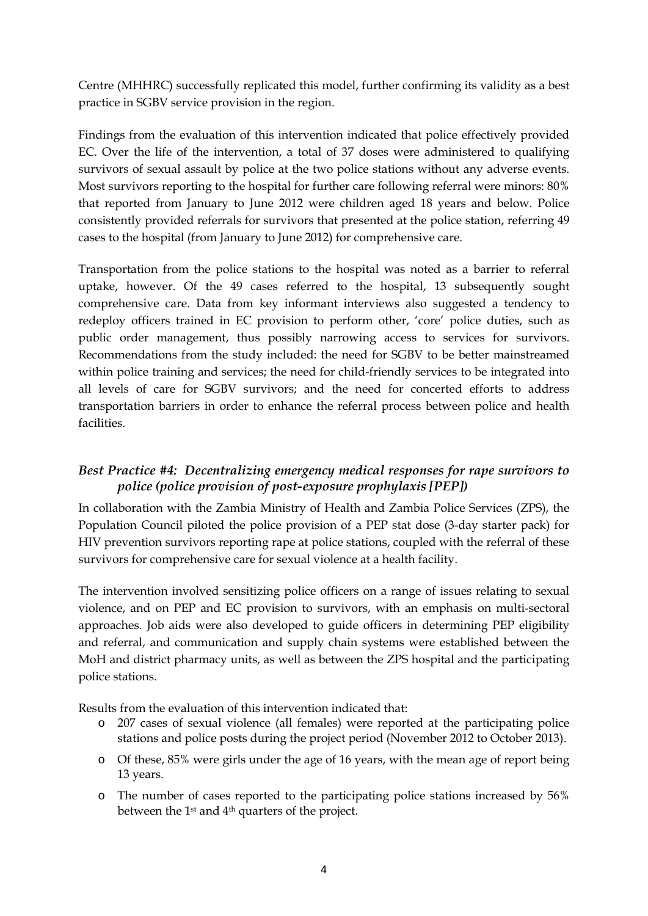Centre (MHHRC) successfully replicated this model, further confirming its validity as a best practice in SGBV service provision in the region.

Findings from the evaluation of this intervention indicated that police effectively provided EC. Over the life of the intervention, a total of 37 doses were administered to qualifying survivors of sexual assault by police at the two police stations without any adverse events. Most survivors reporting to the hospital for further care following referral were minors: 80% that reported from January to June 2012 were children aged 18 years and below. Police consistently provided referrals for survivors that presented at the police station, referring 49 cases to the hospital (from January to June 2012) for comprehensive care.

Transportation from the police stations to the hospital was noted as a barrier to referral uptake, however. Of the 49 cases referred to the hospital, 13 subsequently sought comprehensive care. Data from key informant interviews also suggested a tendency to redeploy officers trained in EC provision to perform other, 'core' police duties, such as public order management, thus possibly narrowing access to services for survivors. Recommendations from the study included: the need for SGBV to be better mainstreamed within police training and services; the need for child-friendly services to be integrated into all levels of care for SGBV survivors; and the need for concerted efforts to address transportation barriers in order to enhance the referral process between police and health facilities.

### *Best Practice #4: Decentralizing emergency medical responses for rape survivors to police (police provision of post-exposure prophylaxis [PEP])*

In collaboration with the Zambia Ministry of Health and Zambia Police Services (ZPS), the Population Council piloted the police provision of a PEP stat dose (3-day starter pack) for HIV prevention survivors reporting rape at police stations, coupled with the referral of these survivors for comprehensive care for sexual violence at a health facility.

The intervention involved sensitizing police officers on a range of issues relating to sexual violence, and on PEP and EC provision to survivors, with an emphasis on multi-sectoral approaches. Job aids were also developed to guide officers in determining PEP eligibility and referral, and communication and supply chain systems were established between the MoH and district pharmacy units, as well as between the ZPS hospital and the participating police stations.

Results from the evaluation of this intervention indicated that:

- 207 cases of sexual violence (all females) were reported at the participating police stations and police posts during the project period (November 2012 to October 2013).
- Of these, 85% were girls under the age of 16 years, with the mean age of report being 13 years.
- The number of cases reported to the participating police stations increased by 56% between the 1st and 4th quarters of the project.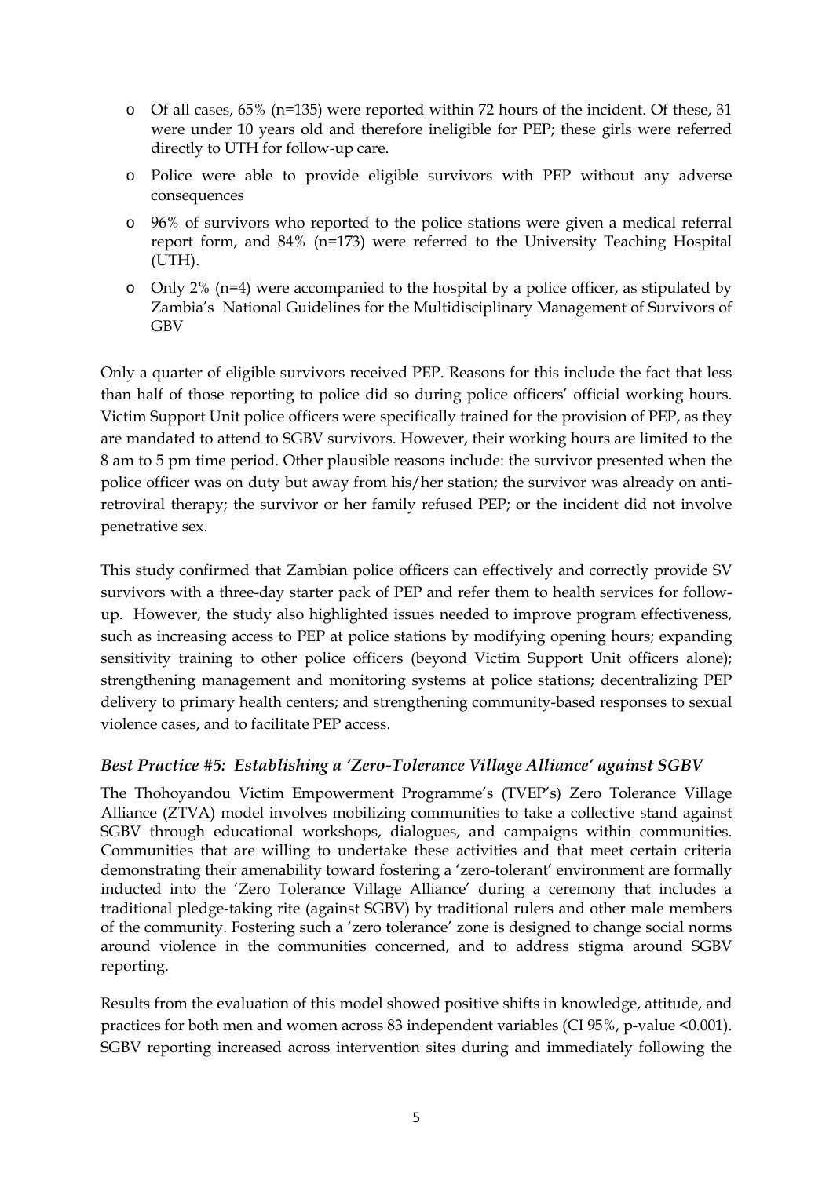- Of all cases, 65% (n=135) were reported within 72 hours of the incident. Of these, 31 were under 10 years old and therefore ineligible for PEP; these girls were referred directly to UTH for follow-up care.
- Police were able to provide eligible survivors with PEP without any adverse consequences
- 96% of survivors who reported to the police stations were given a medical referral report form, and 84% (n=173) were referred to the University Teaching Hospital (UTH).
- Only 2% (n=4) were accompanied to the hospital by a police officer, as stipulated by Zambia's National Guidelines for the Multidisciplinary Management of Survivors of GBV

Only a quarter of eligible survivors received PEP. Reasons for this include the fact that less than half of those reporting to police did so during police officers' official working hours. Victim Support Unit police officers were specifically trained for the provision of PEP, as they are mandated to attend to SGBV survivors. However, their working hours are limited to the 8 am to 5 pm time period. Other plausible reasons include: the survivor presented when the police officer was on duty but away from his/her station; the survivor was already on anti-retroviral therapy; the survivor or her family refused PEP; or the incident did not involve penetrative sex.

This study confirmed that Zambian police officers can effectively and correctly provide SV survivors with a three-day starter pack of PEP and refer them to health services for follow-up. However, the study also highlighted issues needed to improve program effectiveness, such as increasing access to PEP at police stations by modifying opening hours; expanding sensitivity training to other police officers (beyond Victim Support Unit officers alone); strengthening management and monitoring systems at police stations; decentralizing PEP delivery to primary health centers; and strengthening community-based responses to sexual violence cases, and to facilitate PEP access.

### *Best Practice #5: Establishing a 'Zero-Tolerance Village Alliance' against SGBV*

The Thohoyandou Victim Empowerment Programme's (TVEP's) Zero Tolerance Village Alliance (ZTVA) model involves mobilizing communities to take a collective stand against SGBV through educational workshops, dialogues, and campaigns within communities. Communities that are willing to undertake these activities and that meet certain criteria demonstrating their amenability toward fostering a 'zero-tolerant' environment are formally inducted into the 'Zero Tolerance Village Alliance' during a ceremony that includes a traditional pledge-taking rite (against SGBV) by traditional rulers and other male members of the community. Fostering such a 'zero tolerance' zone is designed to change social norms around violence in the communities concerned, and to address stigma around SGBV reporting.

Results from the evaluation of this model showed positive shifts in knowledge, attitude, and practices for both men and women across 83 independent variables (CI 95%, p-value <0.001). SGBV reporting increased across intervention sites during and immediately following the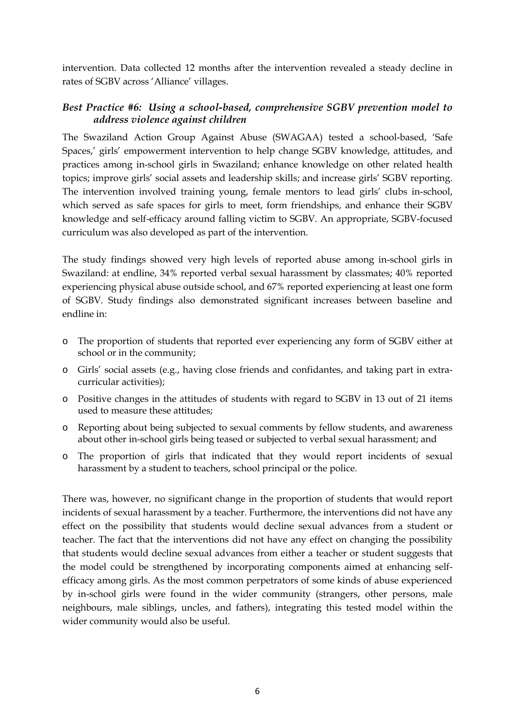intervention. Data collected 12 months after the intervention revealed a steady decline in rates of SGBV across 'Alliance' villages.

### *Best Practice #6: Using a school-based, comprehensive SGBV prevention model to address violence against children*

The Swaziland Action Group Against Abuse (SWAGAA) tested a school-based, 'Safe Spaces,' girls' empowerment intervention to help change SGBV knowledge, attitudes, and practices among in-school girls in Swaziland; enhance knowledge on other related health topics; improve girls' social assets and leadership skills; and increase girls' SGBV reporting. The intervention involved training young, female mentors to lead girls' clubs in-school, which served as safe spaces for girls to meet, form friendships, and enhance their SGBV knowledge and self-efficacy around falling victim to SGBV. An appropriate, SGBV-focused curriculum was also developed as part of the intervention.

The study findings showed very high levels of reported abuse among in-school girls in Swaziland: at endline, 34% reported verbal sexual harassment by classmates; 40% reported experiencing physical abuse outside school, and 67% reported experiencing at least one form of SGBV. Study findings also demonstrated significant increases between baseline and endline in:

- The proportion of students that reported ever experiencing any form of SGBV either at school or in the community;
- Girls' social assets (e.g., having close friends and confidantes, and taking part in extra-curricular activities);
- Positive changes in the attitudes of students with regard to SGBV in 13 out of 21 items used to measure these attitudes;
- Reporting about being subjected to sexual comments by fellow students, and awareness about other in-school girls being teased or subjected to verbal sexual harassment; and
- The proportion of girls that indicated that they would report incidents of sexual harassment by a student to teachers, school principal or the police.

There was, however, no significant change in the proportion of students that would report incidents of sexual harassment by a teacher. Furthermore, the interventions did not have any effect on the possibility that students would decline sexual advances from a student or teacher. The fact that the interventions did not have any effect on changing the possibility that students would decline sexual advances from either a teacher or student suggests that the model could be strengthened by incorporating components aimed at enhancing self-efficacy among girls. As the most common perpetrators of some kinds of abuse experienced by in-school girls were found in the wider community (strangers, other persons, male neighbours, male siblings, uncles, and fathers), integrating this tested model within the wider community would also be useful.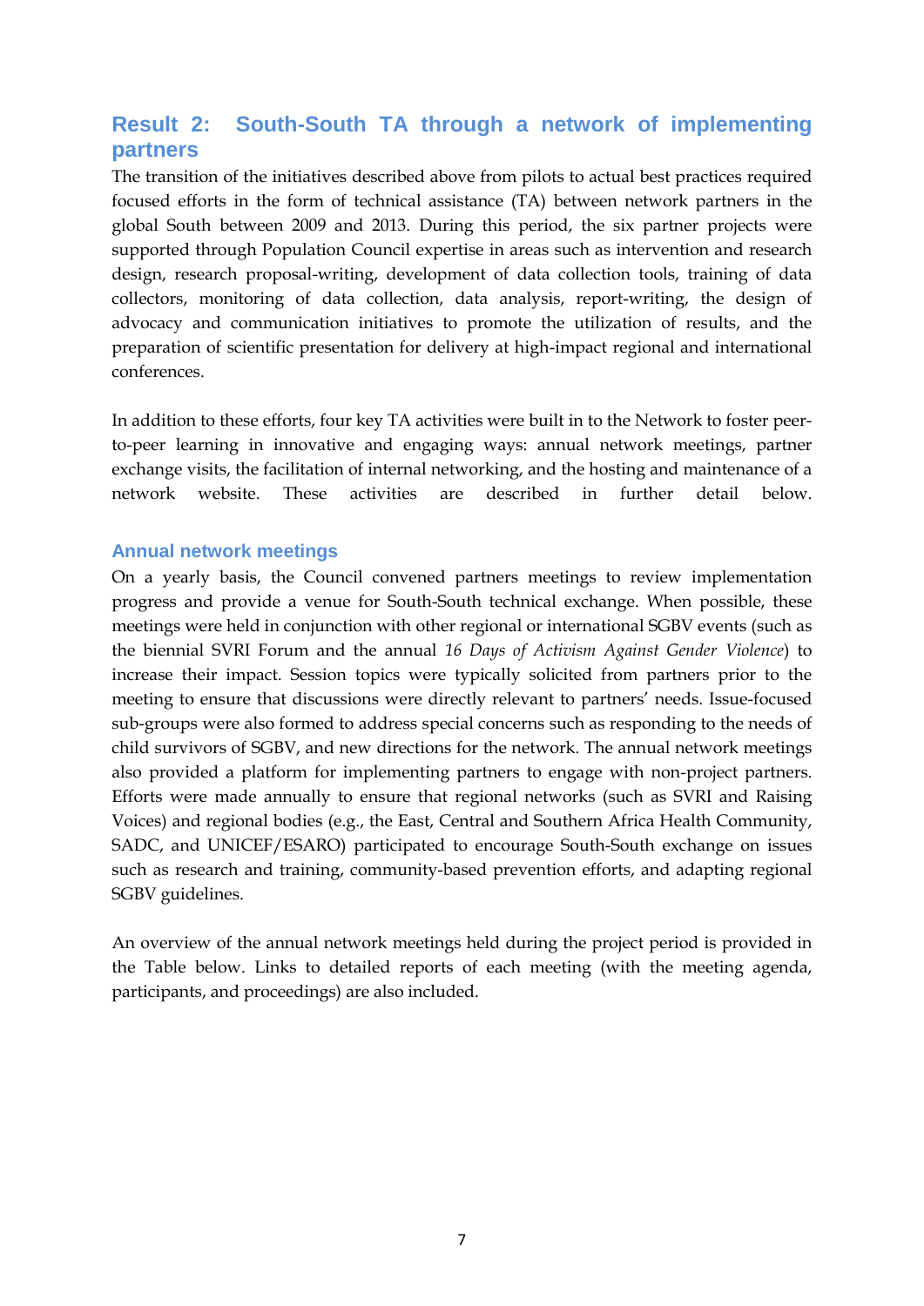## Result 2: South-South TA through a network of implementing partners

The transition of the initiatives described above from pilots to actual best practices required focused efforts in the form of technical assistance (TA) between network partners in the global South between 2009 and 2013. During this period, the six partner projects were supported through Population Council expertise in areas such as intervention and research design, research proposal-writing, development of data collection tools, training of data collectors, monitoring of data collection, data analysis, report-writing, the design of advocacy and communication initiatives to promote the utilization of results, and the preparation of scientific presentation for delivery at high-impact regional and international conferences.

In addition to these efforts, four key TA activities were built in to the Network to foster peer-to-peer learning in innovative and engaging ways: annual network meetings, partner exchange visits, the facilitation of internal networking, and the hosting and maintenance of a network website. These activities are described in further detail below.

### Annual network meetings

On a yearly basis, the Council convened partners meetings to review implementation progress and provide a venue for South-South technical exchange. When possible, these meetings were held in conjunction with other regional or international SGBV events (such as the biennial SVRI Forum and the annual *16 Days of Activism Against Gender Violence*) to increase their impact. Session topics were typically solicited from partners prior to the meeting to ensure that discussions were directly relevant to partners' needs. Issue-focused sub-groups were also formed to address special concerns such as responding to the needs of child survivors of SGBV, and new directions for the network. The annual network meetings also provided a platform for implementing partners to engage with non-project partners. Efforts were made annually to ensure that regional networks (such as SVRI and Raising Voices) and regional bodies (e.g., the East, Central and Southern Africa Health Community, SADC, and UNICEF/ESARO) participated to encourage South-South exchange on issues such as research and training, community-based prevention efforts, and adapting regional SGBV guidelines.

An overview of the annual network meetings held during the project period is provided in the Table below. Links to detailed reports of each meeting (with the meeting agenda, participants, and proceedings) are also included.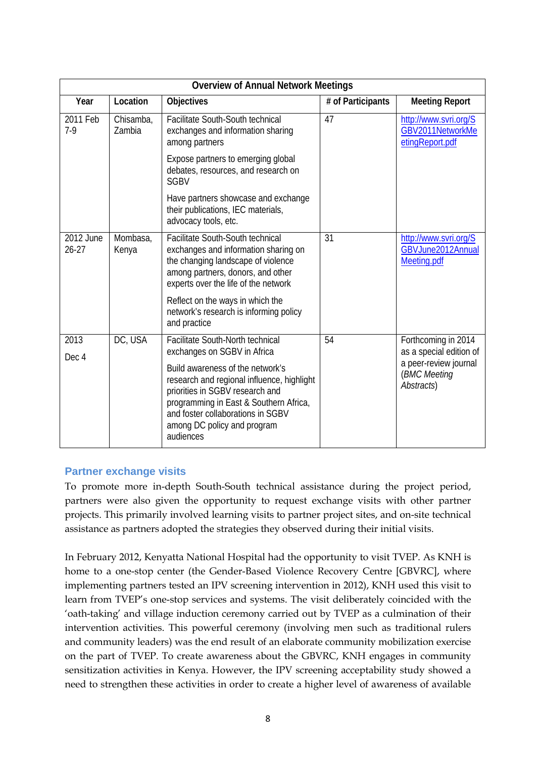| Overview of Annual Network Meetings | | | | |
|---|---|---|---|---|
| **Year** | **Location** | **Objectives** | **# of Participants** | **Meeting Report** |
| 2011 Feb 7-9 | Chisamba, Zambia | Facilitate South-South technical exchanges and information sharing among partners<br><br>Expose partners to emerging global debates, resources, and research on SGBV<br><br>Have partners showcase and exchange their publications, IEC materials, advocacy tools, etc. | 47 | http://www.svri.org/SGBV2011NetworkMeetingReport.pdf |
| 2012 June 26-27 | Mombasa, Kenya | Facilitate South-South technical exchanges and information sharing on the changing landscape of violence among partners, donors, and other experts over the life of the network<br><br>Reflect on the ways in which the network's research is informing policy and practice | 31 | http://www.svri.org/SGBVJune2012AnnualMeeting.pdf |
| 2013 Dec 4 | DC, USA | Facilitate South-North technical exchanges on SGBV in Africa<br><br>Build awareness of the network's research and regional influence, highlight priorities in SGBV research and programming in East & Southern Africa, and foster collaborations in SGBV among DC policy and program audiences | 54 | Forthcoming in 2014 as a special edition of a peer-review journal (*BMC Meeting Abstracts*) |

## Partner exchange visits

To promote more in-depth South-South technical assistance during the project period, partners were also given the opportunity to request exchange visits with other partner projects. This primarily involved learning visits to partner project sites, and on-site technical assistance as partners adopted the strategies they observed during their initial visits.

In February 2012, Kenyatta National Hospital had the opportunity to visit TVEP. As KNH is home to a one-stop center (the Gender-Based Violence Recovery Centre [GBVRC], where implementing partners tested an IPV screening intervention in 2012), KNH used this visit to learn from TVEP's one-stop services and systems. The visit deliberately coincided with the 'oath-taking' and village induction ceremony carried out by TVEP as a culmination of their intervention activities. This powerful ceremony (involving men such as traditional rulers and community leaders) was the end result of an elaborate community mobilization exercise on the part of TVEP. To create awareness about the GBVRC, KNH engages in community sensitization activities in Kenya. However, the IPV screening acceptability study showed a need to strengthen these activities in order to create a higher level of awareness of available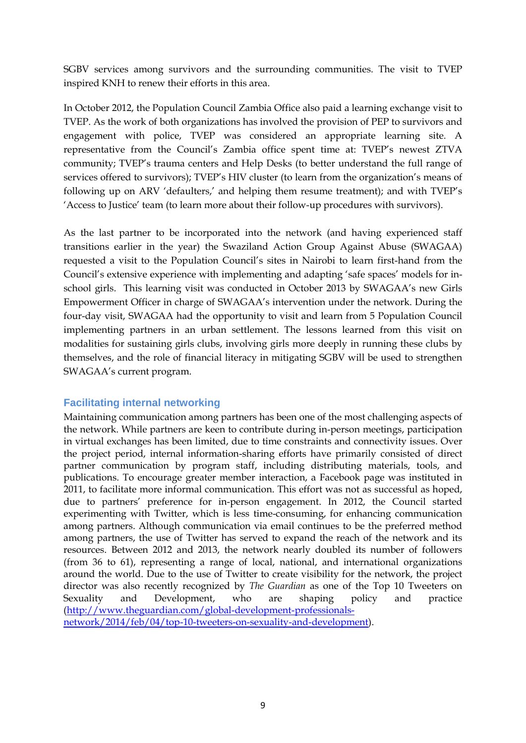SGBV services among survivors and the surrounding communities. The visit to TVEP inspired KNH to renew their efforts in this area.

In October 2012, the Population Council Zambia Office also paid a learning exchange visit to TVEP. As the work of both organizations has involved the provision of PEP to survivors and engagement with police, TVEP was considered an appropriate learning site. A representative from the Council's Zambia office spent time at: TVEP's newest ZTVA community; TVEP's trauma centers and Help Desks (to better understand the full range of services offered to survivors); TVEP's HIV cluster (to learn from the organization's means of following up on ARV 'defaulters,' and helping them resume treatment); and with TVEP's 'Access to Justice' team (to learn more about their follow-up procedures with survivors).

As the last partner to be incorporated into the network (and having experienced staff transitions earlier in the year) the Swaziland Action Group Against Abuse (SWAGAA) requested a visit to the Population Council's sites in Nairobi to learn first-hand from the Council's extensive experience with implementing and adapting 'safe spaces' models for in-school girls. This learning visit was conducted in October 2013 by SWAGAA's new Girls Empowerment Officer in charge of SWAGAA's intervention under the network. During the four-day visit, SWAGAA had the opportunity to visit and learn from 5 Population Council implementing partners in an urban settlement. The lessons learned from this visit on modalities for sustaining girls clubs, involving girls more deeply in running these clubs by themselves, and the role of financial literacy in mitigating SGBV will be used to strengthen SWAGAA's current program.

### Facilitating internal networking

Maintaining communication among partners has been one of the most challenging aspects of the network. While partners are keen to contribute during in-person meetings, participation in virtual exchanges has been limited, due to time constraints and connectivity issues. Over the project period, internal information-sharing efforts have primarily consisted of direct partner communication by program staff, including distributing materials, tools, and publications. To encourage greater member interaction, a Facebook page was instituted in 2011, to facilitate more informal communication. This effort was not as successful as hoped, due to partners' preference for in-person engagement. In 2012, the Council started experimenting with Twitter, which is less time-consuming, for enhancing communication among partners. Although communication via email continues to be the preferred method among partners, the use of Twitter has served to expand the reach of the network and its resources. Between 2012 and 2013, the network nearly doubled its number of followers (from 36 to 61), representing a range of local, national, and international organizations around the world. Due to the use of Twitter to create visibility for the network, the project director was also recently recognized by *The Guardian* as one of the Top 10 Tweeters on Sexuality and Development, who are shaping policy and practice ([http://www.theguardian.com/global-development-professionals-network/2014/feb/04/top-10-tweeters-on-sexuality-and-development](http://www.theguardian.com/global-development-professionals-network/2014/feb/04/top-10-tweeters-on-sexuality-and-development)).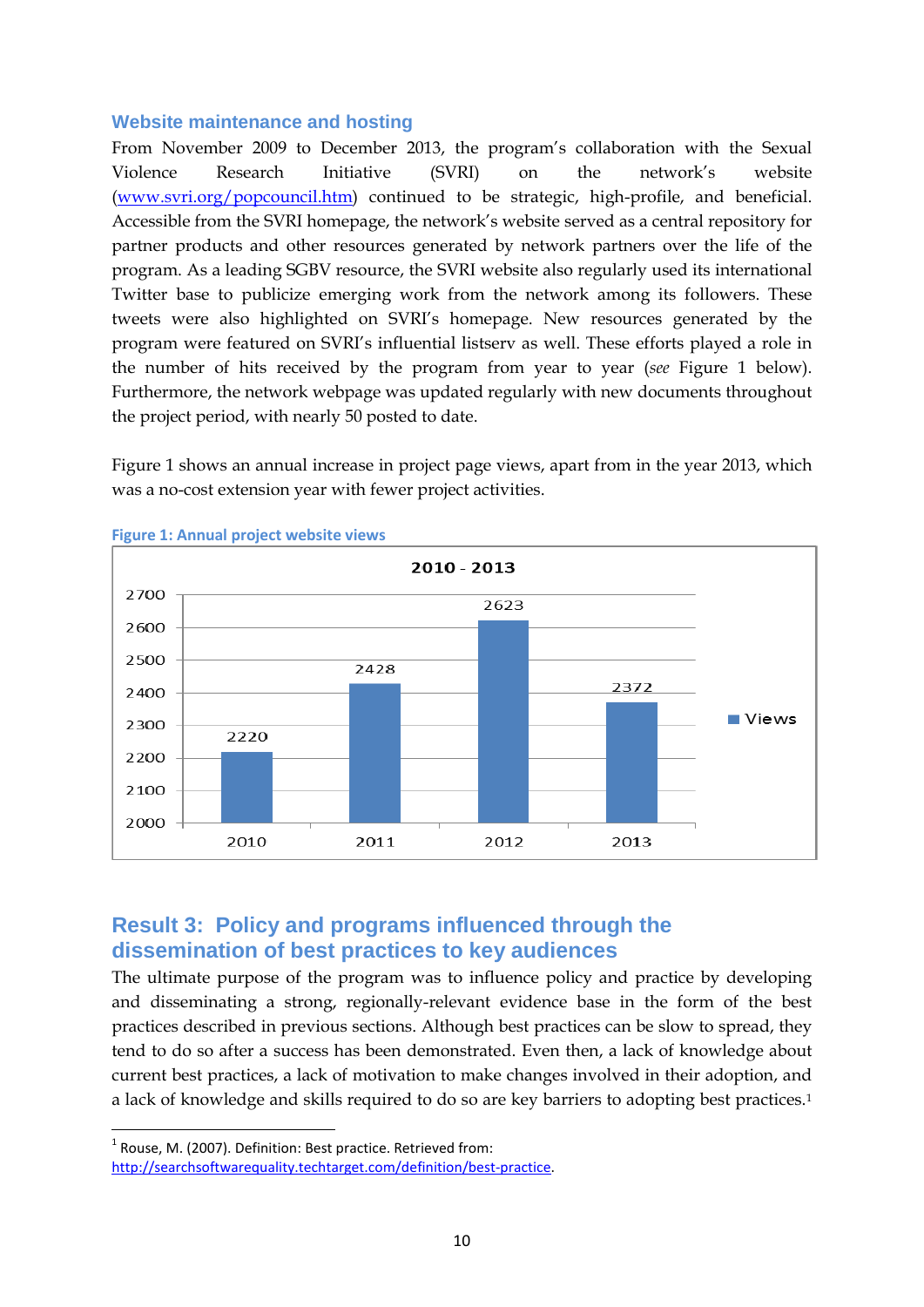### Website maintenance and hosting

From November 2009 to December 2013, the program's collaboration with the Sexual Violence Research Initiative (SVRI) on the network's website (www.svri.org/popcouncil.htm) continued to be strategic, high-profile, and beneficial. Accessible from the SVRI homepage, the network's website served as a central repository for partner products and other resources generated by network partners over the life of the program. As a leading SGBV resource, the SVRI website also regularly used its international Twitter base to publicize emerging work from the network among its followers. These tweets were also highlighted on SVRI's homepage. New resources generated by the program were featured on SVRI's influential listserv as well. These efforts played a role in the number of hits received by the program from year to year (*see* Figure 1 below). Furthermore, the network webpage was updated regularly with new documents throughout the project period, with nearly 50 posted to date.

Figure 1 shows an annual increase in project page views, apart from in the year 2013, which was a no-cost extension year with fewer project activities.

**Figure 1: Annual project website views**

2010 - 2013

| Year | Views |
|---|---|
| 2010 | 2220 |
| 2011 | 2428 |
| 2012 | 2623 |
| 2013 | 2372 |

## Result 3: Policy and programs influenced through the dissemination of best practices to key audiences

The ultimate purpose of the program was to influence policy and practice by developing and disseminating a strong, regionally-relevant evidence base in the form of the best practices described in previous sections. Although best practices can be slow to spread, they tend to do so after a success has been demonstrated. Even then, a lack of knowledge about current best practices, a lack of motivation to make changes involved in their adoption, and a lack of knowledge and skills required to do so are key barriers to adopting best practices.[1]

[1] Rouse, M. (2007). Definition: Best practice. Retrieved from: http://searchsoftwarequality.techtarget.com/definition/best-practice.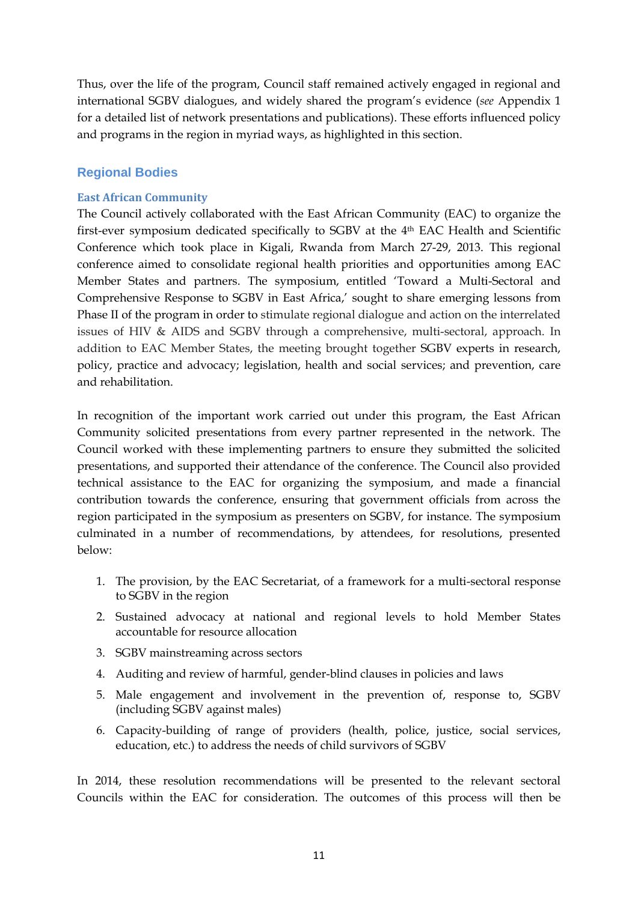Thus, over the life of the program, Council staff remained actively engaged in regional and international SGBV dialogues, and widely shared the program's evidence (*see* Appendix 1 for a detailed list of network presentations and publications). These efforts influenced policy and programs in the region in myriad ways, as highlighted in this section.

## Regional Bodies

### East African Community

The Council actively collaborated with the East African Community (EAC) to organize the first-ever symposium dedicated specifically to SGBV at the 4th EAC Health and Scientific Conference which took place in Kigali, Rwanda from March 27-29, 2013. This regional conference aimed to consolidate regional health priorities and opportunities among EAC Member States and partners. The symposium, entitled 'Toward a Multi-Sectoral and Comprehensive Response to SGBV in East Africa,' sought to share emerging lessons from Phase II of the program in order to stimulate regional dialogue and action on the interrelated issues of HIV & AIDS and SGBV through a comprehensive, multi-sectoral, approach. In addition to EAC Member States, the meeting brought together SGBV experts in research, policy, practice and advocacy; legislation, health and social services; and prevention, care and rehabilitation.

In recognition of the important work carried out under this program, the East African Community solicited presentations from every partner represented in the network. The Council worked with these implementing partners to ensure they submitted the solicited presentations, and supported their attendance of the conference. The Council also provided technical assistance to the EAC for organizing the symposium, and made a financial contribution towards the conference, ensuring that government officials from across the region participated in the symposium as presenters on SGBV, for instance. The symposium culminated in a number of recommendations, by attendees, for resolutions, presented below:

1. The provision, by the EAC Secretariat, of a framework for a multi-sectoral response to SGBV in the region
2. Sustained advocacy at national and regional levels to hold Member States accountable for resource allocation
3. SGBV mainstreaming across sectors
4. Auditing and review of harmful, gender-blind clauses in policies and laws
5. Male engagement and involvement in the prevention of, response to, SGBV (including SGBV against males)
6. Capacity-building of range of providers (health, police, justice, social services, education, etc.) to address the needs of child survivors of SGBV

In 2014, these resolution recommendations will be presented to the relevant sectoral Councils within the EAC for consideration. The outcomes of this process will then be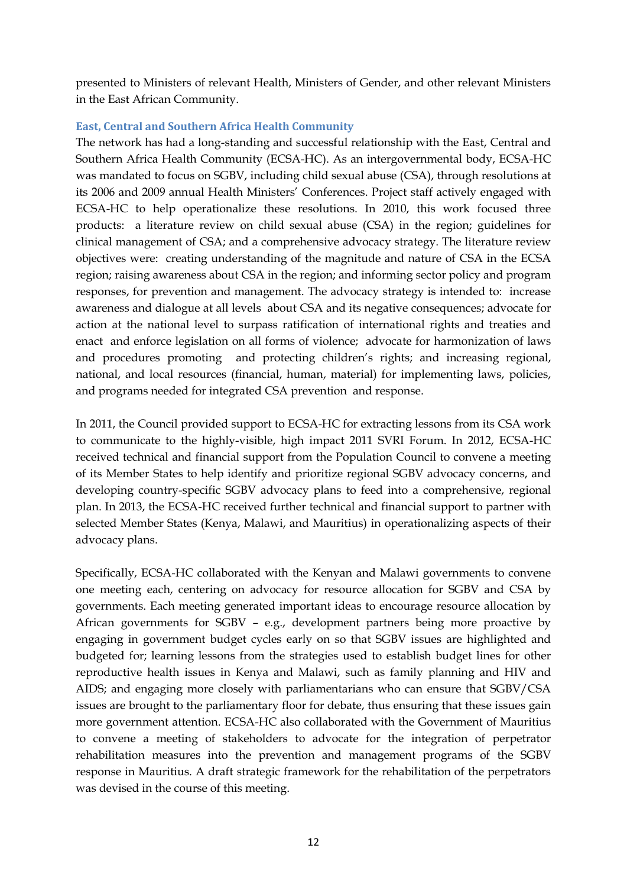presented to Ministers of relevant Health, Ministers of Gender, and other relevant Ministers in the East African Community.

### East, Central and Southern Africa Health Community

The network has had a long-standing and successful relationship with the East, Central and Southern Africa Health Community (ECSA-HC). As an intergovernmental body, ECSA-HC was mandated to focus on SGBV, including child sexual abuse (CSA), through resolutions at its 2006 and 2009 annual Health Ministers' Conferences. Project staff actively engaged with ECSA-HC to help operationalize these resolutions. In 2010, this work focused three products: a literature review on child sexual abuse (CSA) in the region; guidelines for clinical management of CSA; and a comprehensive advocacy strategy. The literature review objectives were: creating understanding of the magnitude and nature of CSA in the ECSA region; raising awareness about CSA in the region; and informing sector policy and program responses, for prevention and management. The advocacy strategy is intended to: increase awareness and dialogue at all levels about CSA and its negative consequences; advocate for action at the national level to surpass ratification of international rights and treaties and enact and enforce legislation on all forms of violence; advocate for harmonization of laws and procedures promoting and protecting children's rights; and increasing regional, national, and local resources (financial, human, material) for implementing laws, policies, and programs needed for integrated CSA prevention and response.

In 2011, the Council provided support to ECSA-HC for extracting lessons from its CSA work to communicate to the highly-visible, high impact 2011 SVRI Forum. In 2012, ECSA-HC received technical and financial support from the Population Council to convene a meeting of its Member States to help identify and prioritize regional SGBV advocacy concerns, and developing country-specific SGBV advocacy plans to feed into a comprehensive, regional plan. In 2013, the ECSA-HC received further technical and financial support to partner with selected Member States (Kenya, Malawi, and Mauritius) in operationalizing aspects of their advocacy plans.

Specifically, ECSA-HC collaborated with the Kenyan and Malawi governments to convene one meeting each, centering on advocacy for resource allocation for SGBV and CSA by governments. Each meeting generated important ideas to encourage resource allocation by African governments for SGBV – e.g., development partners being more proactive by engaging in government budget cycles early on so that SGBV issues are highlighted and budgeted for; learning lessons from the strategies used to establish budget lines for other reproductive health issues in Kenya and Malawi, such as family planning and HIV and AIDS; and engaging more closely with parliamentarians who can ensure that SGBV/CSA issues are brought to the parliamentary floor for debate, thus ensuring that these issues gain more government attention. ECSA-HC also collaborated with the Government of Mauritius to convene a meeting of stakeholders to advocate for the integration of perpetrator rehabilitation measures into the prevention and management programs of the SGBV response in Mauritius. A draft strategic framework for the rehabilitation of the perpetrators was devised in the course of this meeting.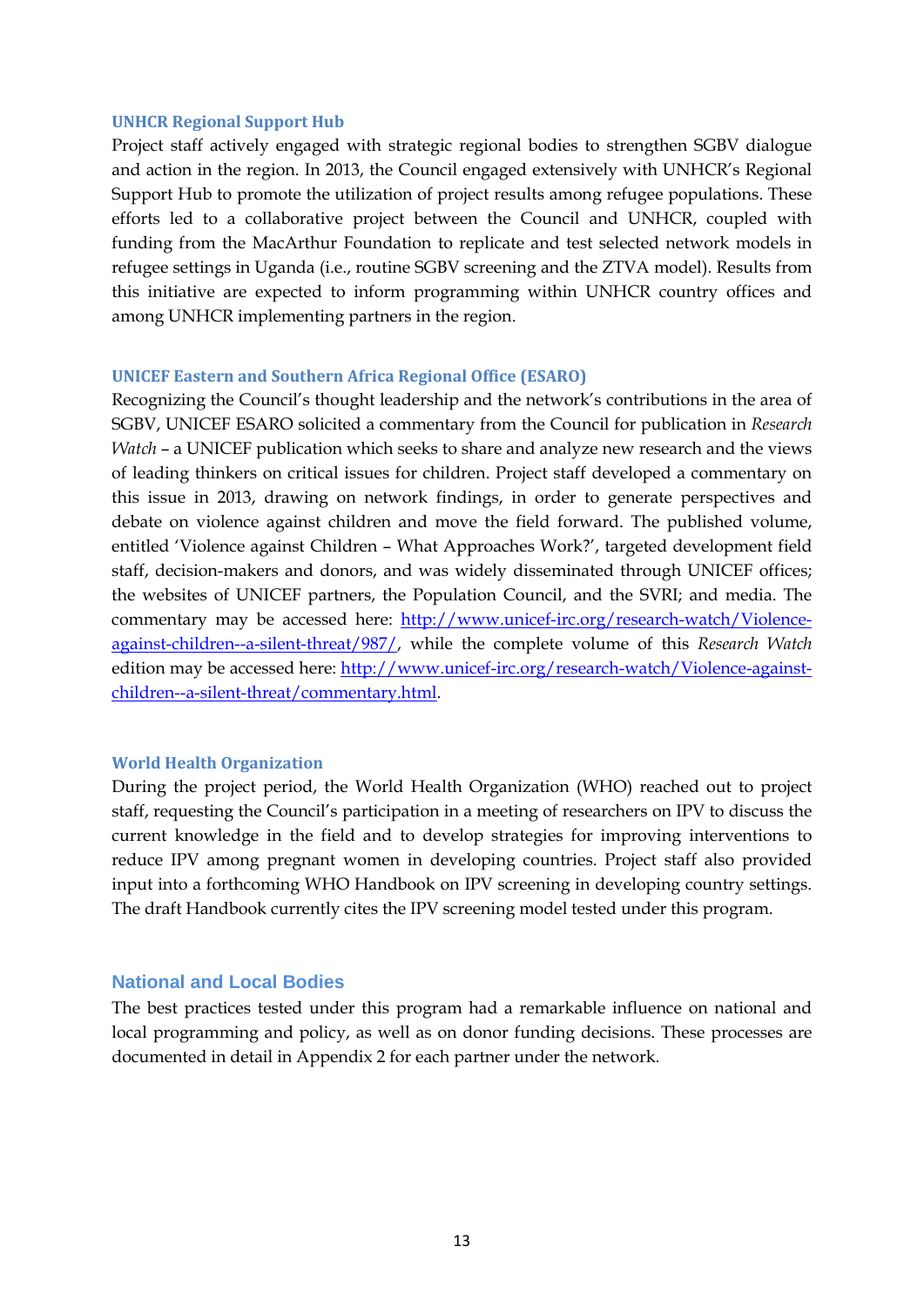### UNHCR Regional Support Hub

Project staff actively engaged with strategic regional bodies to strengthen SGBV dialogue and action in the region. In 2013, the Council engaged extensively with UNHCR's Regional Support Hub to promote the utilization of project results among refugee populations. These efforts led to a collaborative project between the Council and UNHCR, coupled with funding from the MacArthur Foundation to replicate and test selected network models in refugee settings in Uganda (i.e., routine SGBV screening and the ZTVA model). Results from this initiative are expected to inform programming within UNHCR country offices and among UNHCR implementing partners in the region.

### UNICEF Eastern and Southern Africa Regional Office (ESARO)

Recognizing the Council's thought leadership and the network's contributions in the area of SGBV, UNICEF ESARO solicited a commentary from the Council for publication in *Research Watch* – a UNICEF publication which seeks to share and analyze new research and the views of leading thinkers on critical issues for children. Project staff developed a commentary on this issue in 2013, drawing on network findings, in order to generate perspectives and debate on violence against children and move the field forward. The published volume, entitled 'Violence against Children – What Approaches Work?', targeted development field staff, decision-makers and donors, and was widely disseminated through UNICEF offices; the websites of UNICEF partners, the Population Council, and the SVRI; and media. The commentary may be accessed here: http://www.unicef-irc.org/research-watch/Violence-against-children--a-silent-threat/987/, while the complete volume of this *Research Watch* edition may be accessed here: http://www.unicef-irc.org/research-watch/Violence-against-children--a-silent-threat/commentary.html.

### World Health Organization

During the project period, the World Health Organization (WHO) reached out to project staff, requesting the Council's participation in a meeting of researchers on IPV to discuss the current knowledge in the field and to develop strategies for improving interventions to reduce IPV among pregnant women in developing countries. Project staff also provided input into a forthcoming WHO Handbook on IPV screening in developing country settings. The draft Handbook currently cites the IPV screening model tested under this program.

## National and Local Bodies

The best practices tested under this program had a remarkable influence on national and local programming and policy, as well as on donor funding decisions. These processes are documented in detail in Appendix 2 for each partner under the network.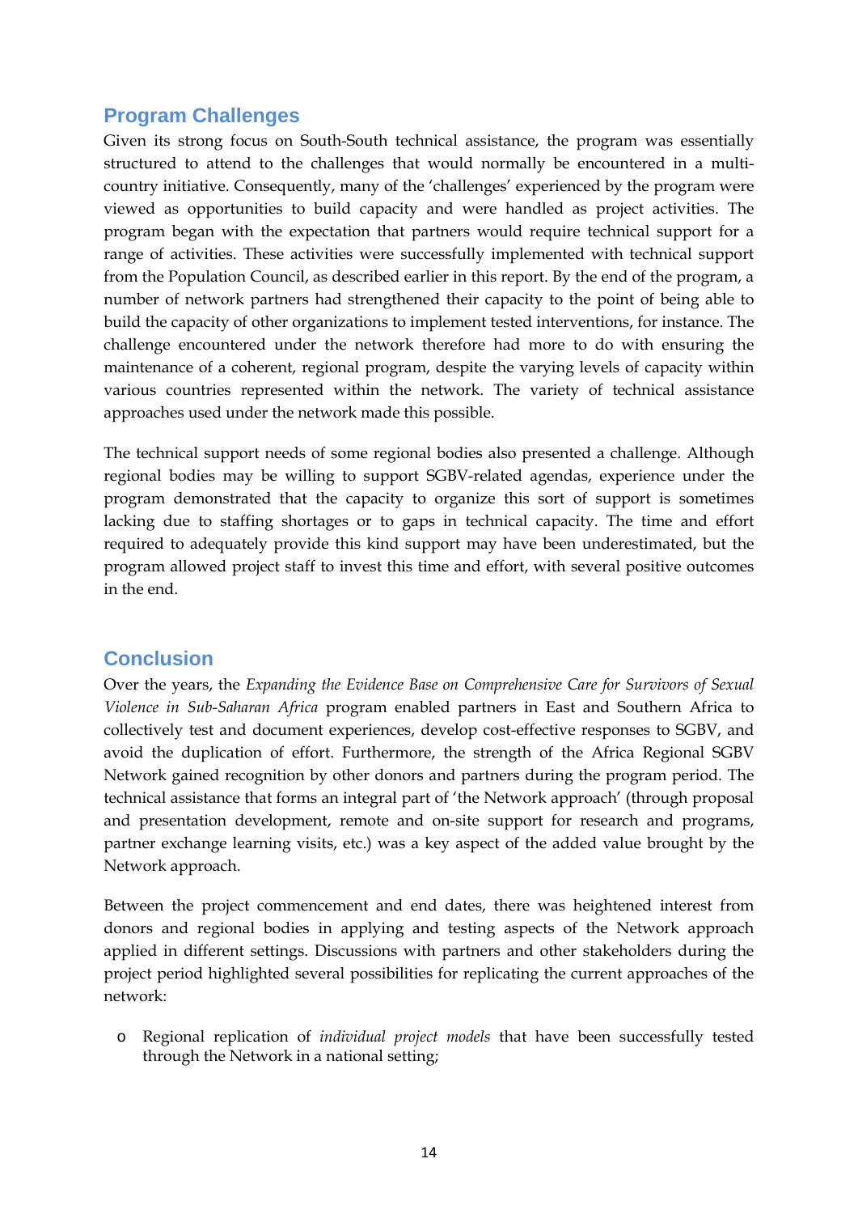## Program Challenges

Given its strong focus on South-South technical assistance, the program was essentially structured to attend to the challenges that would normally be encountered in a multi-country initiative. Consequently, many of the 'challenges' experienced by the program were viewed as opportunities to build capacity and were handled as project activities. The program began with the expectation that partners would require technical support for a range of activities. These activities were successfully implemented with technical support from the Population Council, as described earlier in this report. By the end of the program, a number of network partners had strengthened their capacity to the point of being able to build the capacity of other organizations to implement tested interventions, for instance. The challenge encountered under the network therefore had more to do with ensuring the maintenance of a coherent, regional program, despite the varying levels of capacity within various countries represented within the network. The variety of technical assistance approaches used under the network made this possible.

The technical support needs of some regional bodies also presented a challenge. Although regional bodies may be willing to support SGBV-related agendas, experience under the program demonstrated that the capacity to organize this sort of support is sometimes lacking due to staffing shortages or to gaps in technical capacity. The time and effort required to adequately provide this kind support may have been underestimated, but the program allowed project staff to invest this time and effort, with several positive outcomes in the end.

## Conclusion

Over the years, the *Expanding the Evidence Base on Comprehensive Care for Survivors of Sexual Violence in Sub-Saharan Africa* program enabled partners in East and Southern Africa to collectively test and document experiences, develop cost-effective responses to SGBV, and avoid the duplication of effort. Furthermore, the strength of the Africa Regional SGBV Network gained recognition by other donors and partners during the program period. The technical assistance that forms an integral part of 'the Network approach' (through proposal and presentation development, remote and on-site support for research and programs, partner exchange learning visits, etc.) was a key aspect of the added value brought by the Network approach.

Between the project commencement and end dates, there was heightened interest from donors and regional bodies in applying and testing aspects of the Network approach applied in different settings. Discussions with partners and other stakeholders during the project period highlighted several possibilities for replicating the current approaches of the network:

- Regional replication of *individual project models* that have been successfully tested through the Network in a national setting;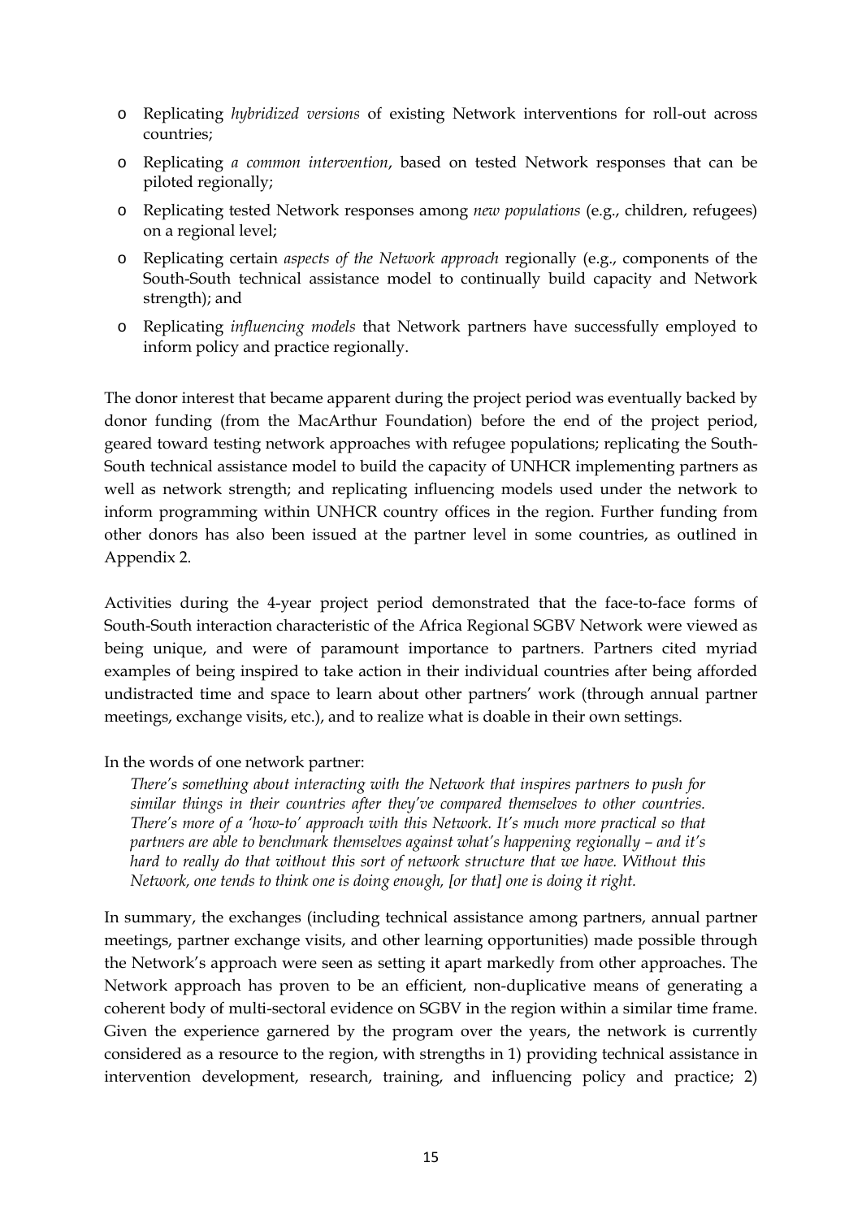- Replicating *hybridized versions* of existing Network interventions for roll-out across countries;
- Replicating *a common intervention*, based on tested Network responses that can be piloted regionally;
- Replicating tested Network responses among *new populations* (e.g., children, refugees) on a regional level;
- Replicating certain *aspects of the Network approach* regionally (e.g., components of the South-South technical assistance model to continually build capacity and Network strength); and
- Replicating *influencing models* that Network partners have successfully employed to inform policy and practice regionally.

The donor interest that became apparent during the project period was eventually backed by donor funding (from the MacArthur Foundation) before the end of the project period, geared toward testing network approaches with refugee populations; replicating the South-South technical assistance model to build the capacity of UNHCR implementing partners as well as network strength; and replicating influencing models used under the network to inform programming within UNHCR country offices in the region. Further funding from other donors has also been issued at the partner level in some countries, as outlined in Appendix 2.

Activities during the 4-year project period demonstrated that the face-to-face forms of South-South interaction characteristic of the Africa Regional SGBV Network were viewed as being unique, and were of paramount importance to partners. Partners cited myriad examples of being inspired to take action in their individual countries after being afforded undistracted time and space to learn about other partners' work (through annual partner meetings, exchange visits, etc.), and to realize what is doable in their own settings.

In the words of one network partner:

> *There's something about interacting with the Network that inspires partners to push for similar things in their countries after they've compared themselves to other countries. There's more of a 'how-to' approach with this Network. It's much more practical so that partners are able to benchmark themselves against what's happening regionally – and it's hard to really do that without this sort of network structure that we have. Without this Network, one tends to think one is doing enough, [or that] one is doing it right.*

In summary, the exchanges (including technical assistance among partners, annual partner meetings, partner exchange visits, and other learning opportunities) made possible through the Network's approach were seen as setting it apart markedly from other approaches. The Network approach has proven to be an efficient, non-duplicative means of generating a coherent body of multi-sectoral evidence on SGBV in the region within a similar time frame. Given the experience garnered by the program over the years, the network is currently considered as a resource to the region, with strengths in 1) providing technical assistance in intervention development, research, training, and influencing policy and practice; 2)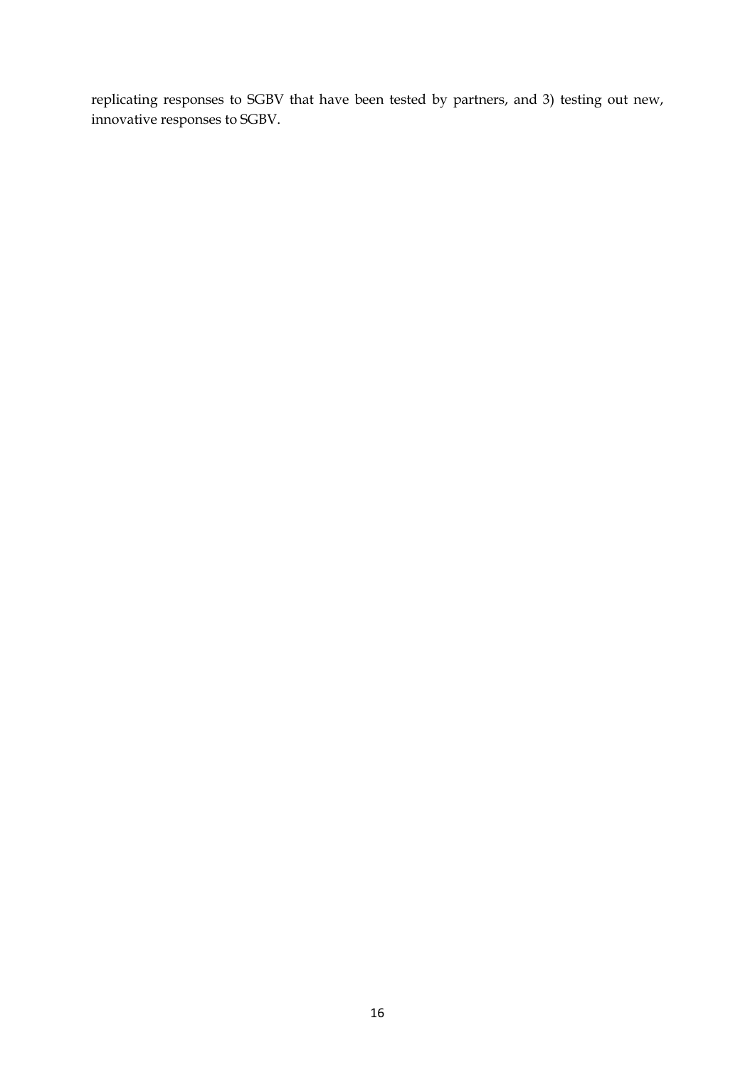replicating responses to SGBV that have been tested by partners, and 3) testing out new, innovative responses to SGBV.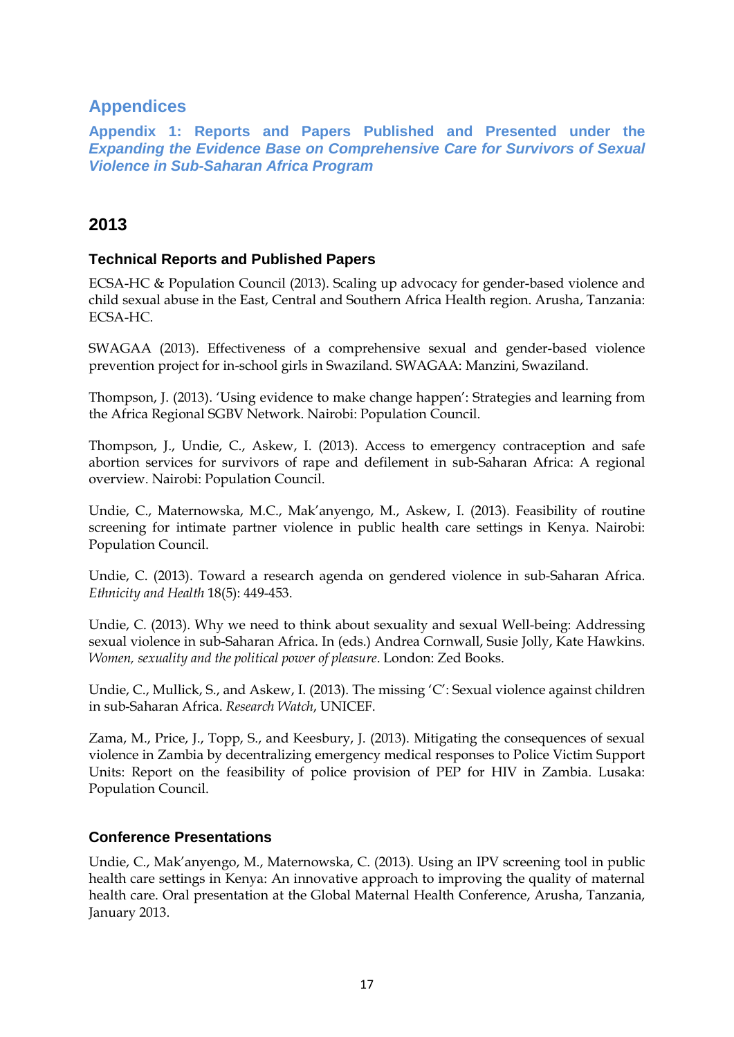# Appendices

## Appendix 1: Reports and Papers Published and Presented under the *Expanding the Evidence Base on Comprehensive Care for Survivors of Sexual Violence in Sub-Saharan Africa Program*

## 2013

### Technical Reports and Published Papers

ECSA-HC & Population Council (2013). Scaling up advocacy for gender-based violence and child sexual abuse in the East, Central and Southern Africa Health region. Arusha, Tanzania: ECSA-HC.

SWAGAA (2013). Effectiveness of a comprehensive sexual and gender-based violence prevention project for in-school girls in Swaziland. SWAGAA: Manzini, Swaziland.

Thompson, J. (2013). 'Using evidence to make change happen': Strategies and learning from the Africa Regional SGBV Network. Nairobi: Population Council.

Thompson, J., Undie, C., Askew, I. (2013). Access to emergency contraception and safe abortion services for survivors of rape and defilement in sub-Saharan Africa: A regional overview. Nairobi: Population Council.

Undie, C., Maternowska, M.C., Mak'anyengo, M., Askew, I. (2013). Feasibility of routine screening for intimate partner violence in public health care settings in Kenya. Nairobi: Population Council.

Undie, C. (2013). Toward a research agenda on gendered violence in sub-Saharan Africa. *Ethnicity and Health* 18(5): 449-453.

Undie, C. (2013). Why we need to think about sexuality and sexual Well-being: Addressing sexual violence in sub-Saharan Africa. In (eds.) Andrea Cornwall, Susie Jolly, Kate Hawkins. *Women, sexuality and the political power of pleasure*. London: Zed Books.

Undie, C., Mullick, S., and Askew, I. (2013). The missing 'C': Sexual violence against children in sub-Saharan Africa. *Research Watch*, UNICEF.

Zama, M., Price, J., Topp, S., and Keesbury, J. (2013). Mitigating the consequences of sexual violence in Zambia by decentralizing emergency medical responses to Police Victim Support Units: Report on the feasibility of police provision of PEP for HIV in Zambia. Lusaka: Population Council.

### Conference Presentations

Undie, C., Mak'anyengo, M., Maternowska, C. (2013). Using an IPV screening tool in public health care settings in Kenya: An innovative approach to improving the quality of maternal health care. Oral presentation at the Global Maternal Health Conference, Arusha, Tanzania, January 2013.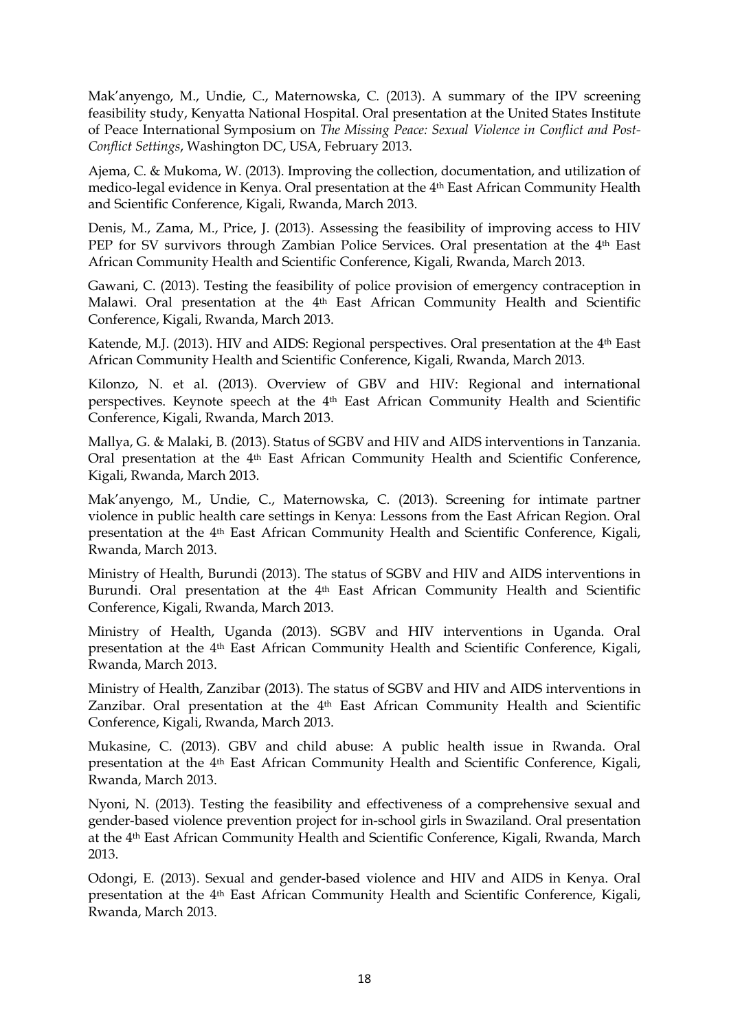Mak'anyengo, M., Undie, C., Maternowska, C. (2013). A summary of the IPV screening feasibility study, Kenyatta National Hospital. Oral presentation at the United States Institute of Peace International Symposium on *The Missing Peace: Sexual Violence in Conflict and Post-Conflict Settings*, Washington DC, USA, February 2013.

Ajema, C. & Mukoma, W. (2013). Improving the collection, documentation, and utilization of medico-legal evidence in Kenya. Oral presentation at the 4th East African Community Health and Scientific Conference, Kigali, Rwanda, March 2013.

Denis, M., Zama, M., Price, J. (2013). Assessing the feasibility of improving access to HIV PEP for SV survivors through Zambian Police Services. Oral presentation at the 4th East African Community Health and Scientific Conference, Kigali, Rwanda, March 2013.

Gawani, C. (2013). Testing the feasibility of police provision of emergency contraception in Malawi. Oral presentation at the 4th East African Community Health and Scientific Conference, Kigali, Rwanda, March 2013.

Katende, M.J. (2013). HIV and AIDS: Regional perspectives. Oral presentation at the 4th East African Community Health and Scientific Conference, Kigali, Rwanda, March 2013.

Kilonzo, N. et al. (2013). Overview of GBV and HIV: Regional and international perspectives. Keynote speech at the 4th East African Community Health and Scientific Conference, Kigali, Rwanda, March 2013.

Mallya, G. & Malaki, B. (2013). Status of SGBV and HIV and AIDS interventions in Tanzania. Oral presentation at the 4th East African Community Health and Scientific Conference, Kigali, Rwanda, March 2013.

Mak'anyengo, M., Undie, C., Maternowska, C. (2013). Screening for intimate partner violence in public health care settings in Kenya: Lessons from the East African Region. Oral presentation at the 4th East African Community Health and Scientific Conference, Kigali, Rwanda, March 2013.

Ministry of Health, Burundi (2013). The status of SGBV and HIV and AIDS interventions in Burundi. Oral presentation at the 4th East African Community Health and Scientific Conference, Kigali, Rwanda, March 2013.

Ministry of Health, Uganda (2013). SGBV and HIV interventions in Uganda. Oral presentation at the 4th East African Community Health and Scientific Conference, Kigali, Rwanda, March 2013.

Ministry of Health, Zanzibar (2013). The status of SGBV and HIV and AIDS interventions in Zanzibar. Oral presentation at the 4th East African Community Health and Scientific Conference, Kigali, Rwanda, March 2013.

Mukasine, C. (2013). GBV and child abuse: A public health issue in Rwanda. Oral presentation at the 4th East African Community Health and Scientific Conference, Kigali, Rwanda, March 2013.

Nyoni, N. (2013). Testing the feasibility and effectiveness of a comprehensive sexual and gender-based violence prevention project for in-school girls in Swaziland. Oral presentation at the 4th East African Community Health and Scientific Conference, Kigali, Rwanda, March 2013.

Odongi, E. (2013). Sexual and gender-based violence and HIV and AIDS in Kenya. Oral presentation at the 4th East African Community Health and Scientific Conference, Kigali, Rwanda, March 2013.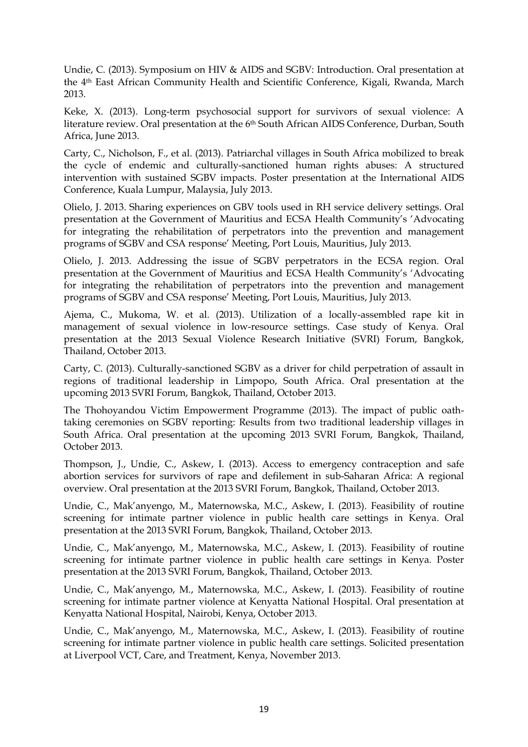Undie, C. (2013). Symposium on HIV & AIDS and SGBV: Introduction. Oral presentation at the 4th East African Community Health and Scientific Conference, Kigali, Rwanda, March 2013.

Keke, X. (2013). Long-term psychosocial support for survivors of sexual violence: A literature review. Oral presentation at the 6th South African AIDS Conference, Durban, South Africa, June 2013.

Carty, C., Nicholson, F., et al. (2013). Patriarchal villages in South Africa mobilized to break the cycle of endemic and culturally-sanctioned human rights abuses: A structured intervention with sustained SGBV impacts. Poster presentation at the International AIDS Conference, Kuala Lumpur, Malaysia, July 2013.

Olielo, J. 2013. Sharing experiences on GBV tools used in RH service delivery settings. Oral presentation at the Government of Mauritius and ECSA Health Community's 'Advocating for integrating the rehabilitation of perpetrators into the prevention and management programs of SGBV and CSA response' Meeting, Port Louis, Mauritius, July 2013.

Olielo, J. 2013. Addressing the issue of SGBV perpetrators in the ECSA region. Oral presentation at the Government of Mauritius and ECSA Health Community's 'Advocating for integrating the rehabilitation of perpetrators into the prevention and management programs of SGBV and CSA response' Meeting, Port Louis, Mauritius, July 2013.

Ajema, C., Mukoma, W. et al. (2013). Utilization of a locally-assembled rape kit in management of sexual violence in low-resource settings. Case study of Kenya. Oral presentation at the 2013 Sexual Violence Research Initiative (SVRI) Forum, Bangkok, Thailand, October 2013.

Carty, C. (2013). Culturally-sanctioned SGBV as a driver for child perpetration of assault in regions of traditional leadership in Limpopo, South Africa. Oral presentation at the upcoming 2013 SVRI Forum, Bangkok, Thailand, October 2013.

The Thohoyandou Victim Empowerment Programme (2013). The impact of public oath-taking ceremonies on SGBV reporting: Results from two traditional leadership villages in South Africa. Oral presentation at the upcoming 2013 SVRI Forum, Bangkok, Thailand, October 2013.

Thompson, J., Undie, C., Askew, I. (2013). Access to emergency contraception and safe abortion services for survivors of rape and defilement in sub-Saharan Africa: A regional overview. Oral presentation at the 2013 SVRI Forum, Bangkok, Thailand, October 2013.

Undie, C., Mak'anyengo, M., Maternowska, M.C., Askew, I. (2013). Feasibility of routine screening for intimate partner violence in public health care settings in Kenya. Oral presentation at the 2013 SVRI Forum, Bangkok, Thailand, October 2013.

Undie, C., Mak'anyengo, M., Maternowska, M.C., Askew, I. (2013). Feasibility of routine screening for intimate partner violence in public health care settings in Kenya. Poster presentation at the 2013 SVRI Forum, Bangkok, Thailand, October 2013.

Undie, C., Mak'anyengo, M., Maternowska, M.C., Askew, I. (2013). Feasibility of routine screening for intimate partner violence at Kenyatta National Hospital. Oral presentation at Kenyatta National Hospital, Nairobi, Kenya, October 2013.

Undie, C., Mak'anyengo, M., Maternowska, M.C., Askew, I. (2013). Feasibility of routine screening for intimate partner violence in public health care settings. Solicited presentation at Liverpool VCT, Care, and Treatment, Kenya, November 2013.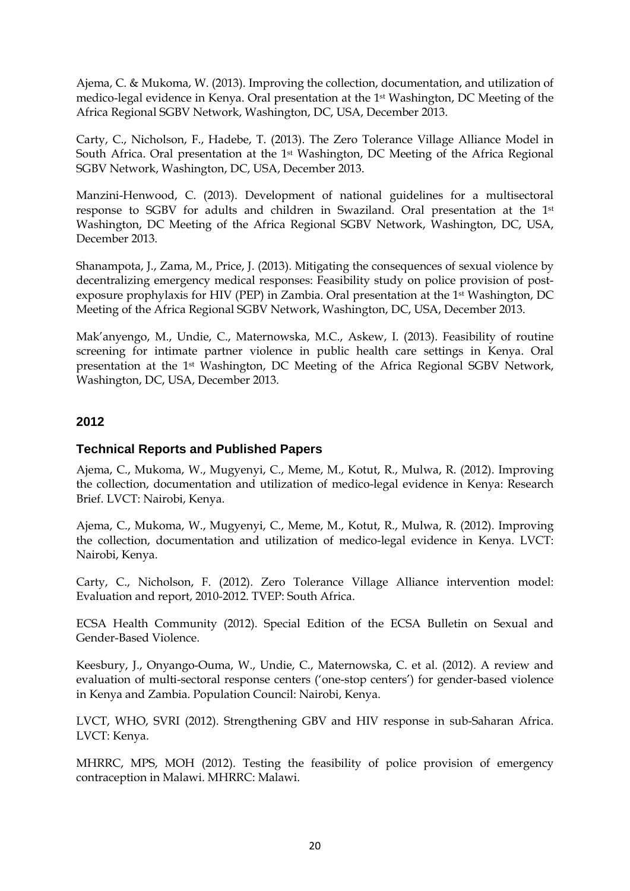Ajema, C. & Mukoma, W. (2013). Improving the collection, documentation, and utilization of medico-legal evidence in Kenya. Oral presentation at the 1st Washington, DC Meeting of the Africa Regional SGBV Network, Washington, DC, USA, December 2013.

Carty, C., Nicholson, F., Hadebe, T. (2013). The Zero Tolerance Village Alliance Model in South Africa. Oral presentation at the 1st Washington, DC Meeting of the Africa Regional SGBV Network, Washington, DC, USA, December 2013.

Manzini-Henwood, C. (2013). Development of national guidelines for a multisectoral response to SGBV for adults and children in Swaziland. Oral presentation at the 1st Washington, DC Meeting of the Africa Regional SGBV Network, Washington, DC, USA, December 2013.

Shanampota, J., Zama, M., Price, J. (2013). Mitigating the consequences of sexual violence by decentralizing emergency medical responses: Feasibility study on police provision of post-exposure prophylaxis for HIV (PEP) in Zambia. Oral presentation at the 1st Washington, DC Meeting of the Africa Regional SGBV Network, Washington, DC, USA, December 2013.

Mak'anyengo, M., Undie, C., Maternowska, M.C., Askew, I. (2013). Feasibility of routine screening for intimate partner violence in public health care settings in Kenya. Oral presentation at the 1st Washington, DC Meeting of the Africa Regional SGBV Network, Washington, DC, USA, December 2013.

## 2012

### Technical Reports and Published Papers

Ajema, C., Mukoma, W., Mugyenyi, C., Meme, M., Kotut, R., Mulwa, R. (2012). Improving the collection, documentation and utilization of medico-legal evidence in Kenya: Research Brief. LVCT: Nairobi, Kenya.

Ajema, C., Mukoma, W., Mugyenyi, C., Meme, M., Kotut, R., Mulwa, R. (2012). Improving the collection, documentation and utilization of medico-legal evidence in Kenya. LVCT: Nairobi, Kenya.

Carty, C., Nicholson, F. (2012). Zero Tolerance Village Alliance intervention model: Evaluation and report, 2010-2012. TVEP: South Africa.

ECSA Health Community (2012). Special Edition of the ECSA Bulletin on Sexual and Gender-Based Violence.

Keesbury, J., Onyango-Ouma, W., Undie, C., Maternowska, C. et al. (2012). A review and evaluation of multi-sectoral response centers ('one-stop centers') for gender-based violence in Kenya and Zambia. Population Council: Nairobi, Kenya.

LVCT, WHO, SVRI (2012). Strengthening GBV and HIV response in sub-Saharan Africa. LVCT: Kenya.

MHRRC, MPS, MOH (2012). Testing the feasibility of police provision of emergency contraception in Malawi. MHRRC: Malawi.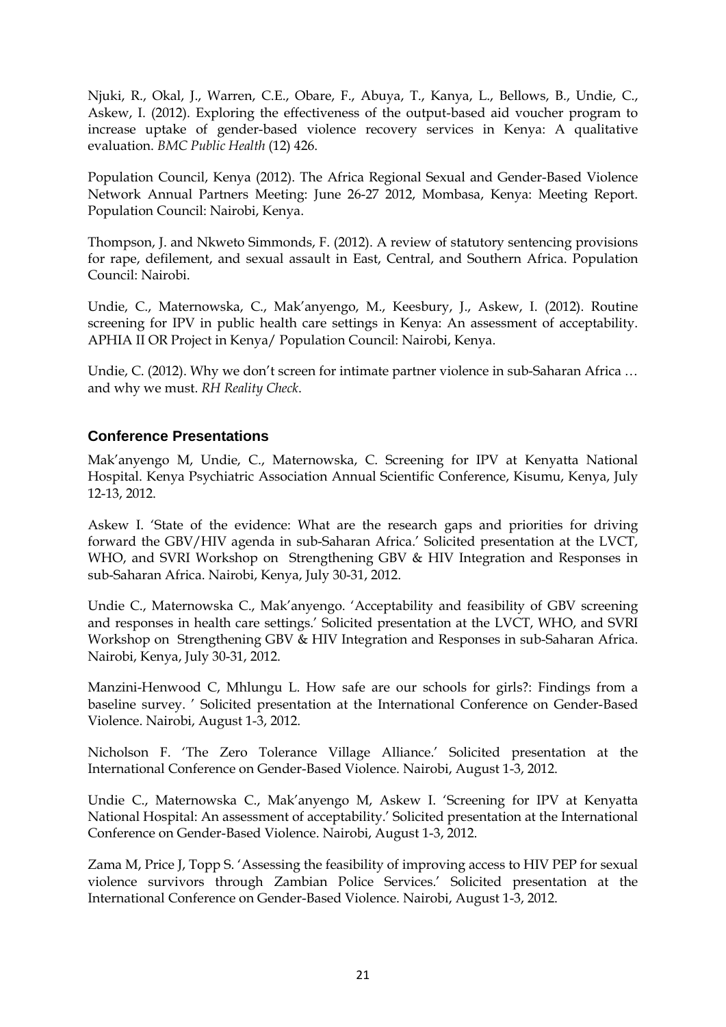Njuki, R., Okal, J., Warren, C.E., Obare, F., Abuya, T., Kanya, L., Bellows, B., Undie, C., Askew, I. (2012). Exploring the effectiveness of the output-based aid voucher program to increase uptake of gender-based violence recovery services in Kenya: A qualitative evaluation. *BMC Public Health* (12) 426.

Population Council, Kenya (2012). The Africa Regional Sexual and Gender-Based Violence Network Annual Partners Meeting: June 26-27 2012, Mombasa, Kenya: Meeting Report. Population Council: Nairobi, Kenya.

Thompson, J. and Nkweto Simmonds, F. (2012). A review of statutory sentencing provisions for rape, defilement, and sexual assault in East, Central, and Southern Africa. Population Council: Nairobi.

Undie, C., Maternowska, C., Mak'anyengo, M., Keesbury, J., Askew, I. (2012). Routine screening for IPV in public health care settings in Kenya: An assessment of acceptability. APHIA II OR Project in Kenya/ Population Council: Nairobi, Kenya.

Undie, C. (2012). Why we don't screen for intimate partner violence in sub-Saharan Africa … and why we must. *RH Reality Check*.

## Conference Presentations

Mak'anyengo M, Undie, C., Maternowska, C. Screening for IPV at Kenyatta National Hospital. Kenya Psychiatric Association Annual Scientific Conference, Kisumu, Kenya, July 12-13, 2012.

Askew I. 'State of the evidence: What are the research gaps and priorities for driving forward the GBV/HIV agenda in sub-Saharan Africa.' Solicited presentation at the LVCT, WHO, and SVRI Workshop on Strengthening GBV & HIV Integration and Responses in sub-Saharan Africa. Nairobi, Kenya, July 30-31, 2012.

Undie C., Maternowska C., Mak'anyengo. 'Acceptability and feasibility of GBV screening and responses in health care settings.' Solicited presentation at the LVCT, WHO, and SVRI Workshop on Strengthening GBV & HIV Integration and Responses in sub-Saharan Africa. Nairobi, Kenya, July 30-31, 2012.

Manzini-Henwood C, Mhlungu L. How safe are our schools for girls?: Findings from a baseline survey. ' Solicited presentation at the International Conference on Gender-Based Violence. Nairobi, August 1-3, 2012.

Nicholson F. 'The Zero Tolerance Village Alliance.' Solicited presentation at the International Conference on Gender-Based Violence. Nairobi, August 1-3, 2012.

Undie C., Maternowska C., Mak'anyengo M, Askew I. 'Screening for IPV at Kenyatta National Hospital: An assessment of acceptability.' Solicited presentation at the International Conference on Gender-Based Violence. Nairobi, August 1-3, 2012.

Zama M, Price J, Topp S. 'Assessing the feasibility of improving access to HIV PEP for sexual violence survivors through Zambian Police Services.' Solicited presentation at the International Conference on Gender-Based Violence. Nairobi, August 1-3, 2012.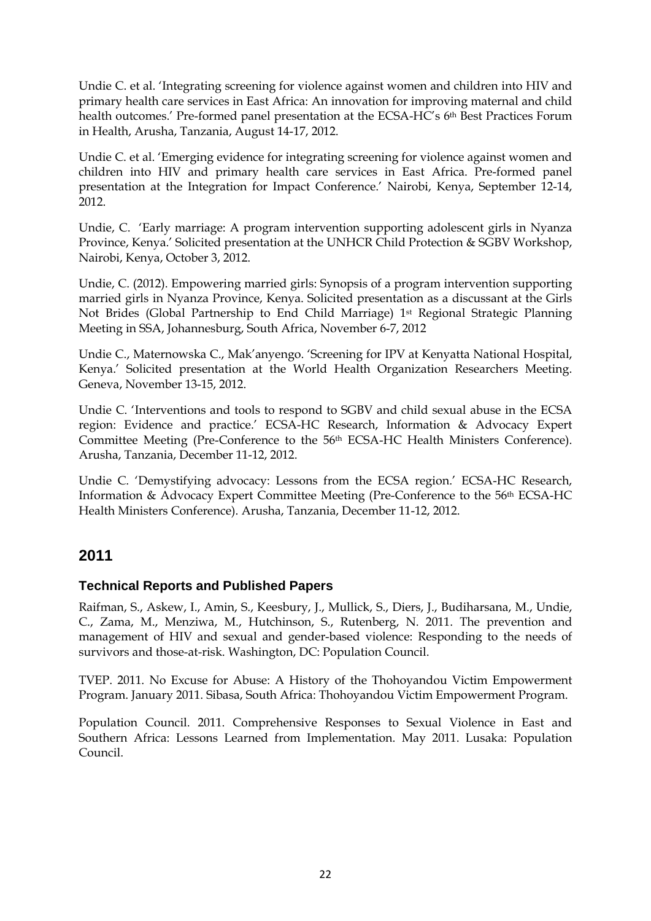Undie C. et al. 'Integrating screening for violence against women and children into HIV and primary health care services in East Africa: An innovation for improving maternal and child health outcomes.' Pre-formed panel presentation at the ECSA-HC's 6th Best Practices Forum in Health, Arusha, Tanzania, August 14-17, 2012.

Undie C. et al. 'Emerging evidence for integrating screening for violence against women and children into HIV and primary health care services in East Africa. Pre-formed panel presentation at the Integration for Impact Conference.' Nairobi, Kenya, September 12-14, 2012.

Undie, C. 'Early marriage: A program intervention supporting adolescent girls in Nyanza Province, Kenya.' Solicited presentation at the UNHCR Child Protection & SGBV Workshop, Nairobi, Kenya, October 3, 2012.

Undie, C. (2012). Empowering married girls: Synopsis of a program intervention supporting married girls in Nyanza Province, Kenya. Solicited presentation as a discussant at the Girls Not Brides (Global Partnership to End Child Marriage) 1st Regional Strategic Planning Meeting in SSA, Johannesburg, South Africa, November 6-7, 2012

Undie C., Maternowska C., Mak'anyengo. 'Screening for IPV at Kenyatta National Hospital, Kenya.' Solicited presentation at the World Health Organization Researchers Meeting. Geneva, November 13-15, 2012.

Undie C. 'Interventions and tools to respond to SGBV and child sexual abuse in the ECSA region: Evidence and practice.' ECSA-HC Research, Information & Advocacy Expert Committee Meeting (Pre-Conference to the 56th ECSA-HC Health Ministers Conference). Arusha, Tanzania, December 11-12, 2012.

Undie C. 'Demystifying advocacy: Lessons from the ECSA region.' ECSA-HC Research, Information & Advocacy Expert Committee Meeting (Pre-Conference to the 56th ECSA-HC Health Ministers Conference). Arusha, Tanzania, December 11-12, 2012.

## 2011

### Technical Reports and Published Papers

Raifman, S., Askew, I., Amin, S., Keesbury, J., Mullick, S., Diers, J., Budiharsana, M., Undie, C., Zama, M., Menziwa, M., Hutchinson, S., Rutenberg, N. 2011. The prevention and management of HIV and sexual and gender-based violence: Responding to the needs of survivors and those-at-risk. Washington, DC: Population Council.

TVEP. 2011. No Excuse for Abuse: A History of the Thohoyandou Victim Empowerment Program. January 2011. Sibasa, South Africa: Thohoyandou Victim Empowerment Program.

Population Council. 2011. Comprehensive Responses to Sexual Violence in East and Southern Africa: Lessons Learned from Implementation. May 2011. Lusaka: Population Council.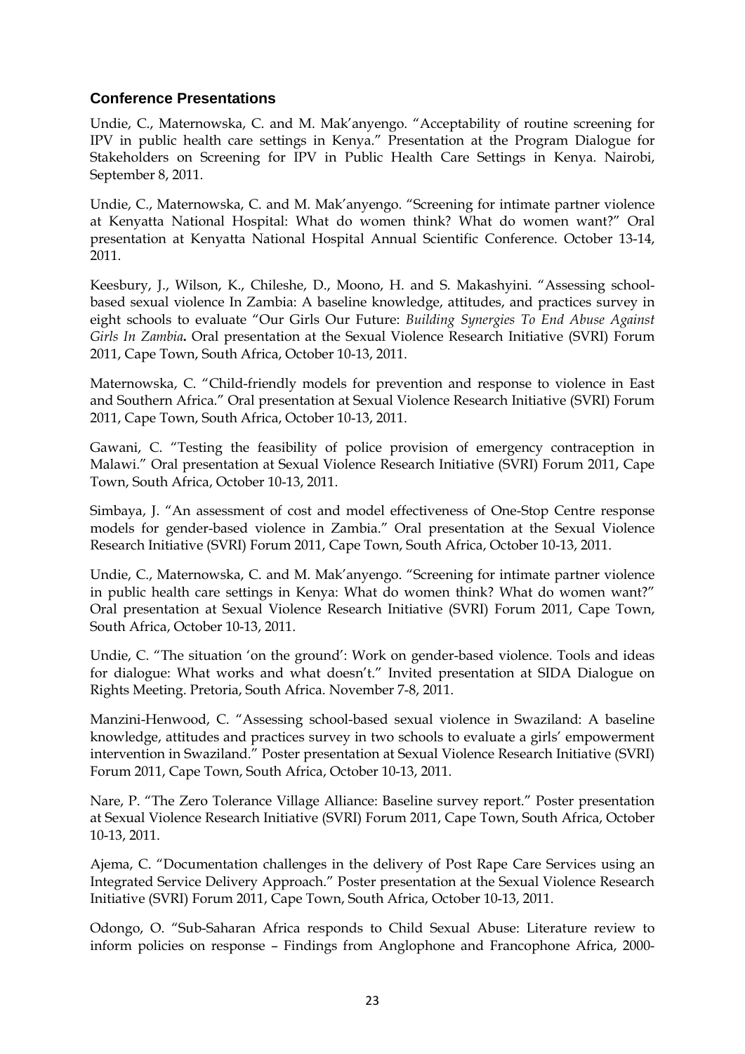## Conference Presentations

Undie, C., Maternowska, C. and M. Mak'anyengo. "Acceptability of routine screening for IPV in public health care settings in Kenya." Presentation at the Program Dialogue for Stakeholders on Screening for IPV in Public Health Care Settings in Kenya. Nairobi, September 8, 2011.

Undie, C., Maternowska, C. and M. Mak'anyengo. "Screening for intimate partner violence at Kenyatta National Hospital: What do women think? What do women want?" Oral presentation at Kenyatta National Hospital Annual Scientific Conference. October 13-14, 2011.

Keesbury, J., Wilson, K., Chileshe, D., Moono, H. and S. Makashyini. "Assessing school-based sexual violence In Zambia: A baseline knowledge, attitudes, and practices survey in eight schools to evaluate "Our Girls Our Future: *Building Synergies To End Abuse Against Girls In Zambia*. Oral presentation at the Sexual Violence Research Initiative (SVRI) Forum 2011, Cape Town, South Africa, October 10-13, 2011.

Maternowska, C. "Child-friendly models for prevention and response to violence in East and Southern Africa." Oral presentation at Sexual Violence Research Initiative (SVRI) Forum 2011, Cape Town, South Africa, October 10-13, 2011.

Gawani, C. "Testing the feasibility of police provision of emergency contraception in Malawi." Oral presentation at Sexual Violence Research Initiative (SVRI) Forum 2011, Cape Town, South Africa, October 10-13, 2011.

Simbaya, J. "An assessment of cost and model effectiveness of One-Stop Centre response models for gender-based violence in Zambia." Oral presentation at the Sexual Violence Research Initiative (SVRI) Forum 2011, Cape Town, South Africa, October 10-13, 2011.

Undie, C., Maternowska, C. and M. Mak'anyengo. "Screening for intimate partner violence in public health care settings in Kenya: What do women think? What do women want?" Oral presentation at Sexual Violence Research Initiative (SVRI) Forum 2011, Cape Town, South Africa, October 10-13, 2011.

Undie, C. "The situation 'on the ground': Work on gender-based violence. Tools and ideas for dialogue: What works and what doesn't." Invited presentation at SIDA Dialogue on Rights Meeting. Pretoria, South Africa. November 7-8, 2011.

Manzini-Henwood, C. "Assessing school-based sexual violence in Swaziland: A baseline knowledge, attitudes and practices survey in two schools to evaluate a girls' empowerment intervention in Swaziland." Poster presentation at Sexual Violence Research Initiative (SVRI) Forum 2011, Cape Town, South Africa, October 10-13, 2011.

Nare, P. "The Zero Tolerance Village Alliance: Baseline survey report." Poster presentation at Sexual Violence Research Initiative (SVRI) Forum 2011, Cape Town, South Africa, October 10-13, 2011.

Ajema, C. "Documentation challenges in the delivery of Post Rape Care Services using an Integrated Service Delivery Approach." Poster presentation at the Sexual Violence Research Initiative (SVRI) Forum 2011, Cape Town, South Africa, October 10-13, 2011.

Odongo, O. "Sub-Saharan Africa responds to Child Sexual Abuse: Literature review to inform policies on response – Findings from Anglophone and Francophone Africa, 2000-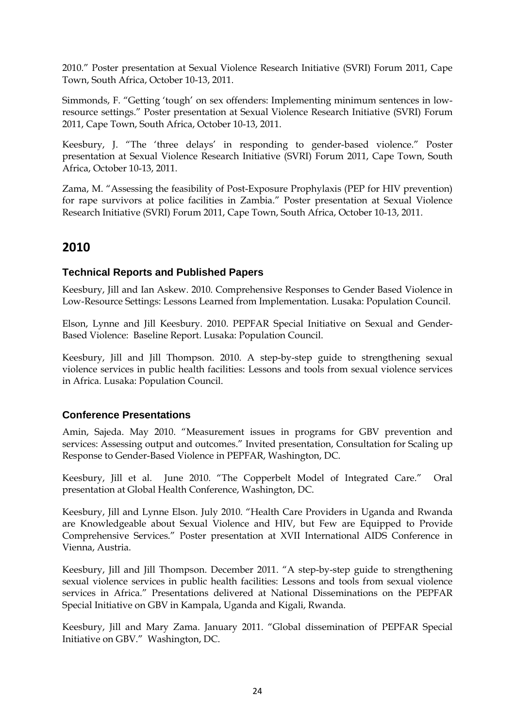2010." Poster presentation at Sexual Violence Research Initiative (SVRI) Forum 2011, Cape Town, South Africa, October 10-13, 2011.

Simmonds, F. "Getting 'tough' on sex offenders: Implementing minimum sentences in low-resource settings." Poster presentation at Sexual Violence Research Initiative (SVRI) Forum 2011, Cape Town, South Africa, October 10-13, 2011.

Keesbury, J. "The 'three delays' in responding to gender-based violence." Poster presentation at Sexual Violence Research Initiative (SVRI) Forum 2011, Cape Town, South Africa, October 10-13, 2011.

Zama, M. "Assessing the feasibility of Post-Exposure Prophylaxis (PEP for HIV prevention) for rape survivors at police facilities in Zambia." Poster presentation at Sexual Violence Research Initiative (SVRI) Forum 2011, Cape Town, South Africa, October 10-13, 2011.

## 2010

### Technical Reports and Published Papers

Keesbury, Jill and Ian Askew. 2010. Comprehensive Responses to Gender Based Violence in Low-Resource Settings: Lessons Learned from Implementation. Lusaka: Population Council.

Elson, Lynne and Jill Keesbury. 2010. PEPFAR Special Initiative on Sexual and Gender-Based Violence: Baseline Report. Lusaka: Population Council.

Keesbury, Jill and Jill Thompson. 2010. A step-by-step guide to strengthening sexual violence services in public health facilities: Lessons and tools from sexual violence services in Africa. Lusaka: Population Council.

### Conference Presentations

Amin, Sajeda. May 2010. "Measurement issues in programs for GBV prevention and services: Assessing output and outcomes." Invited presentation, Consultation for Scaling up Response to Gender-Based Violence in PEPFAR, Washington, DC.

Keesbury, Jill et al. June 2010. "The Copperbelt Model of Integrated Care." Oral presentation at Global Health Conference, Washington, DC.

Keesbury, Jill and Lynne Elson. July 2010. "Health Care Providers in Uganda and Rwanda are Knowledgeable about Sexual Violence and HIV, but Few are Equipped to Provide Comprehensive Services." Poster presentation at XVII International AIDS Conference in Vienna, Austria.

Keesbury, Jill and Jill Thompson. December 2011. "A step-by-step guide to strengthening sexual violence services in public health facilities: Lessons and tools from sexual violence services in Africa." Presentations delivered at National Disseminations on the PEPFAR Special Initiative on GBV in Kampala, Uganda and Kigali, Rwanda.

Keesbury, Jill and Mary Zama. January 2011. "Global dissemination of PEPFAR Special Initiative on GBV." Washington, DC.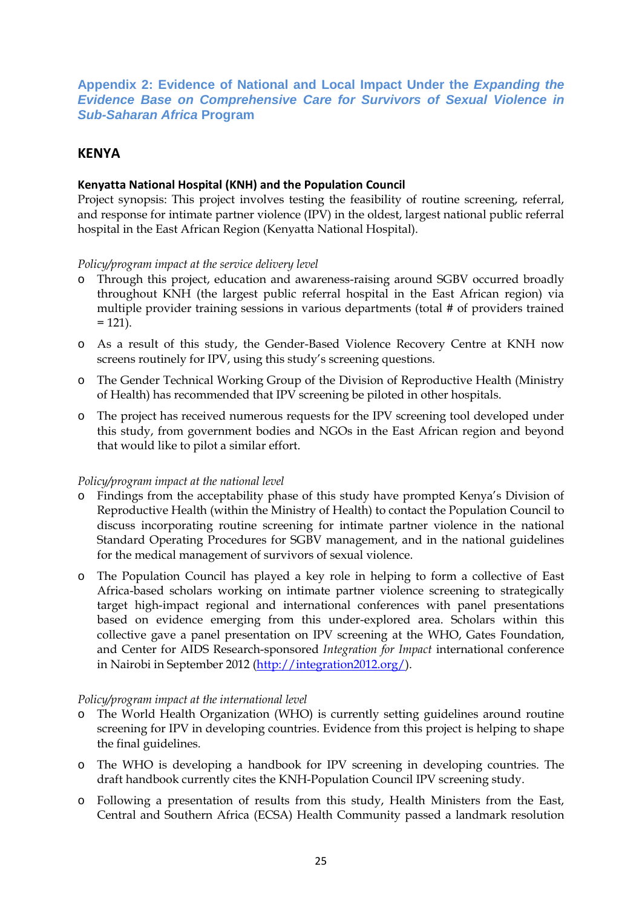## Appendix 2: Evidence of National and Local Impact Under the *Expanding the Evidence Base on Comprehensive Care for Survivors of Sexual Violence in Sub-Saharan Africa* Program

## KENYA

### Kenyatta National Hospital (KNH) and the Population Council

Project synopsis: This project involves testing the feasibility of routine screening, referral, and response for intimate partner violence (IPV) in the oldest, largest national public referral hospital in the East African Region (Kenyatta National Hospital).

*Policy/program impact at the service delivery level*

- Through this project, education and awareness-raising around SGBV occurred broadly throughout KNH (the largest public referral hospital in the East African region) via multiple provider training sessions in various departments (total # of providers trained = 121).
- As a result of this study, the Gender-Based Violence Recovery Centre at KNH now screens routinely for IPV, using this study's screening questions.
- The Gender Technical Working Group of the Division of Reproductive Health (Ministry of Health) has recommended that IPV screening be piloted in other hospitals.
- The project has received numerous requests for the IPV screening tool developed under this study, from government bodies and NGOs in the East African region and beyond that would like to pilot a similar effort.

*Policy/program impact at the national level*

- Findings from the acceptability phase of this study have prompted Kenya's Division of Reproductive Health (within the Ministry of Health) to contact the Population Council to discuss incorporating routine screening for intimate partner violence in the national Standard Operating Procedures for SGBV management, and in the national guidelines for the medical management of survivors of sexual violence.
- The Population Council has played a key role in helping to form a collective of East Africa-based scholars working on intimate partner violence screening to strategically target high-impact regional and international conferences with panel presentations based on evidence emerging from this under-explored area. Scholars within this collective gave a panel presentation on IPV screening at the WHO, Gates Foundation, and Center for AIDS Research-sponsored *Integration for Impact* international conference in Nairobi in September 2012 (http://integration2012.org/).

*Policy/program impact at the international level*

- The World Health Organization (WHO) is currently setting guidelines around routine screening for IPV in developing countries. Evidence from this project is helping to shape the final guidelines.
- The WHO is developing a handbook for IPV screening in developing countries. The draft handbook currently cites the KNH-Population Council IPV screening study.
- Following a presentation of results from this study, Health Ministers from the East, Central and Southern Africa (ECSA) Health Community passed a landmark resolution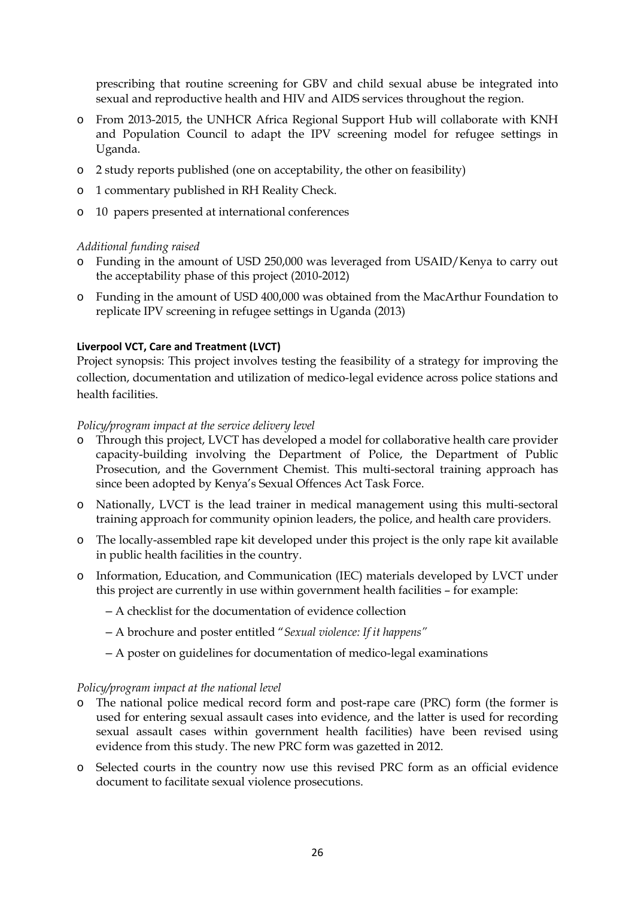prescribing that routine screening for GBV and child sexual abuse be integrated into sexual and reproductive health and HIV and AIDS services throughout the region.

- From 2013-2015, the UNHCR Africa Regional Support Hub will collaborate with KNH and Population Council to adapt the IPV screening model for refugee settings in Uganda.
- 2 study reports published (one on acceptability, the other on feasibility)
- 1 commentary published in RH Reality Check.
- 10 papers presented at international conferences

*Additional funding raised*

- Funding in the amount of USD 250,000 was leveraged from USAID/Kenya to carry out the acceptability phase of this project (2010-2012)
- Funding in the amount of USD 400,000 was obtained from the MacArthur Foundation to replicate IPV screening in refugee settings in Uganda (2013)

**Liverpool VCT, Care and Treatment (LVCT)**

Project synopsis: This project involves testing the feasibility of a strategy for improving the collection, documentation and utilization of medico-legal evidence across police stations and health facilities.

*Policy/program impact at the service delivery level*

- Through this project, LVCT has developed a model for collaborative health care provider capacity-building involving the Department of Police, the Department of Public Prosecution, and the Government Chemist. This multi-sectoral training approach has since been adopted by Kenya's Sexual Offences Act Task Force.
- Nationally, LVCT is the lead trainer in medical management using this multi-sectoral training approach for community opinion leaders, the police, and health care providers.
- The locally-assembled rape kit developed under this project is the only rape kit available in public health facilities in the country.
- Information, Education, and Communication (IEC) materials developed by LVCT under this project are currently in use within government health facilities – for example:
  - A checklist for the documentation of evidence collection
  - A brochure and poster entitled "*Sexual violence: If it happens"*
  - A poster on guidelines for documentation of medico-legal examinations

*Policy/program impact at the national level*

- The national police medical record form and post-rape care (PRC) form (the former is used for entering sexual assault cases into evidence, and the latter is used for recording sexual assault cases within government health facilities) have been revised using evidence from this study. The new PRC form was gazetted in 2012.
- Selected courts in the country now use this revised PRC form as an official evidence document to facilitate sexual violence prosecutions.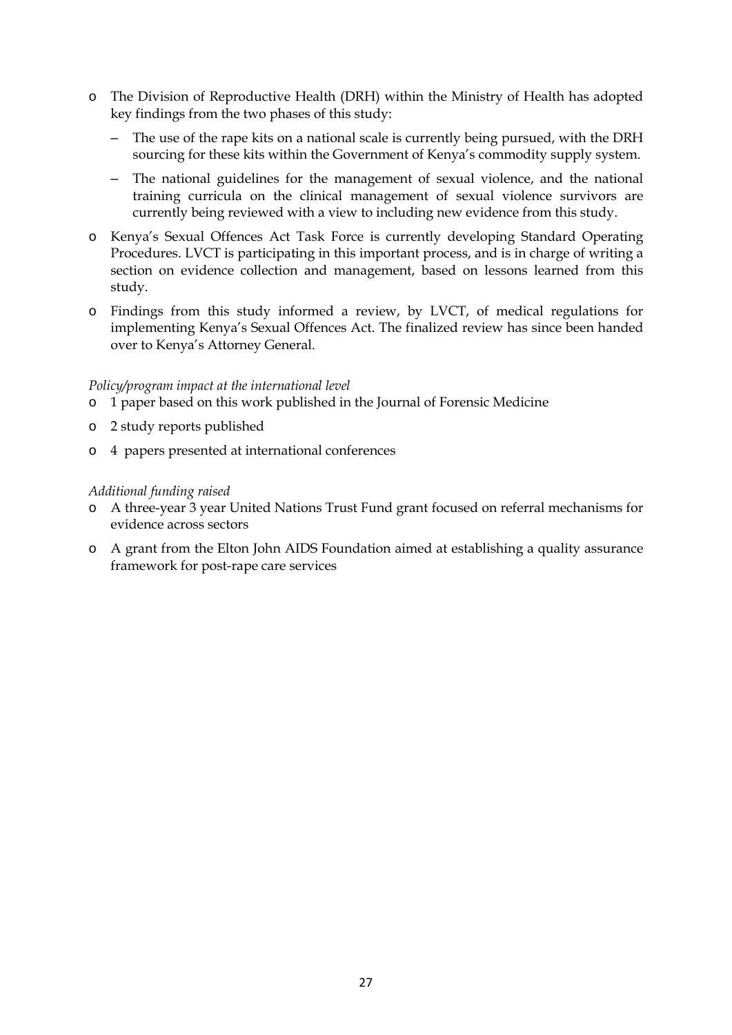- The Division of Reproductive Health (DRH) within the Ministry of Health has adopted key findings from the two phases of this study:
  - The use of the rape kits on a national scale is currently being pursued, with the DRH sourcing for these kits within the Government of Kenya's commodity supply system.
  - The national guidelines for the management of sexual violence, and the national training curricula on the clinical management of sexual violence survivors are currently being reviewed with a view to including new evidence from this study.
- Kenya's Sexual Offences Act Task Force is currently developing Standard Operating Procedures. LVCT is participating in this important process, and is in charge of writing a section on evidence collection and management, based on lessons learned from this study.
- Findings from this study informed a review, by LVCT, of medical regulations for implementing Kenya's Sexual Offences Act. The finalized review has since been handed over to Kenya's Attorney General.

*Policy/program impact at the international level*

- 1 paper based on this work published in the Journal of Forensic Medicine
- 2 study reports published
- 4 papers presented at international conferences

*Additional funding raised*

- A three-year 3 year United Nations Trust Fund grant focused on referral mechanisms for evidence across sectors
- A grant from the Elton John AIDS Foundation aimed at establishing a quality assurance framework for post-rape care services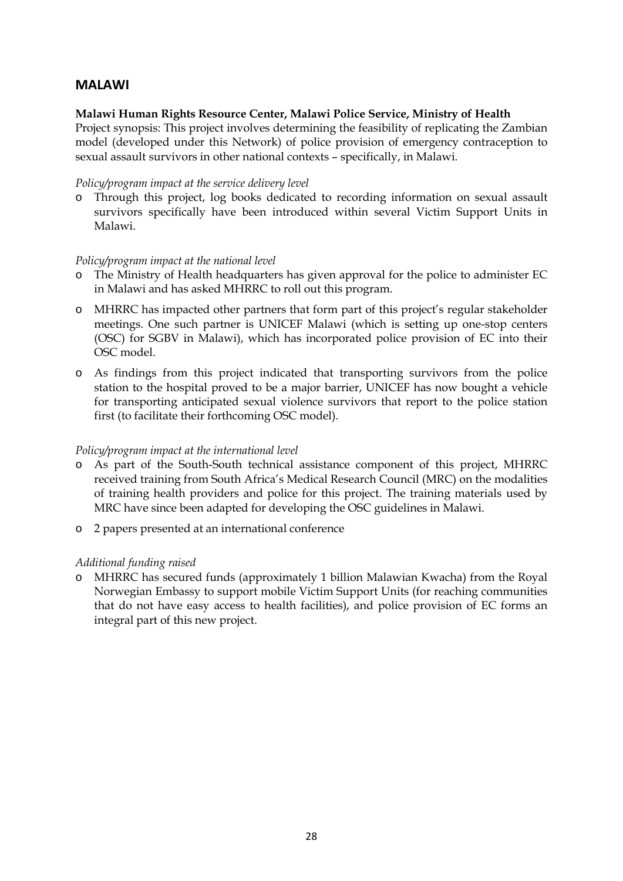## MALAWI

**Malawi Human Rights Resource Center, Malawi Police Service, Ministry of Health**

Project synopsis: This project involves determining the feasibility of replicating the Zambian model (developed under this Network) of police provision of emergency contraception to sexual assault survivors in other national contexts – specifically, in Malawi.

*Policy/program impact at the service delivery level*

- Through this project, log books dedicated to recording information on sexual assault survivors specifically have been introduced within several Victim Support Units in Malawi.

*Policy/program impact at the national level*

- The Ministry of Health headquarters has given approval for the police to administer EC in Malawi and has asked MHRRC to roll out this program.
- MHRRC has impacted other partners that form part of this project's regular stakeholder meetings. One such partner is UNICEF Malawi (which is setting up one-stop centers (OSC) for SGBV in Malawi), which has incorporated police provision of EC into their OSC model.
- As findings from this project indicated that transporting survivors from the police station to the hospital proved to be a major barrier, UNICEF has now bought a vehicle for transporting anticipated sexual violence survivors that report to the police station first (to facilitate their forthcoming OSC model).

*Policy/program impact at the international level*

- As part of the South-South technical assistance component of this project, MHRRC received training from South Africa's Medical Research Council (MRC) on the modalities of training health providers and police for this project. The training materials used by MRC have since been adapted for developing the OSC guidelines in Malawi.
- 2 papers presented at an international conference

*Additional funding raised*

- MHRRC has secured funds (approximately 1 billion Malawian Kwacha) from the Royal Norwegian Embassy to support mobile Victim Support Units (for reaching communities that do not have easy access to health facilities), and police provision of EC forms an integral part of this new project.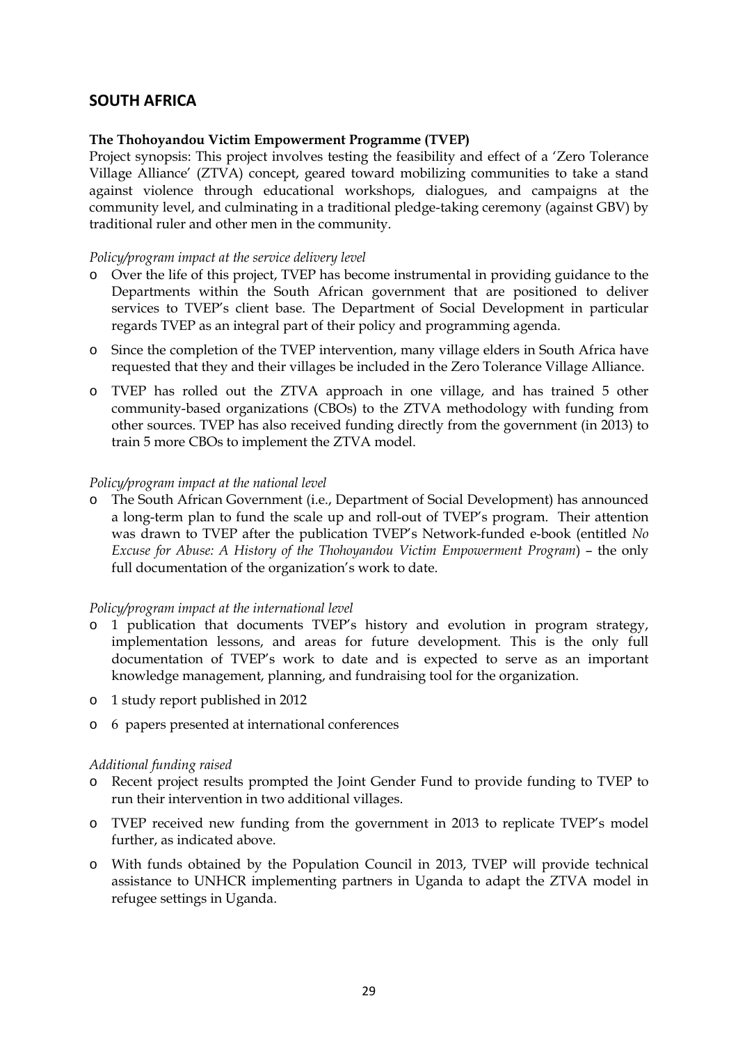## SOUTH AFRICA

**The Thohoyandou Victim Empowerment Programme (TVEP)**

Project synopsis: This project involves testing the feasibility and effect of a 'Zero Tolerance Village Alliance' (ZTVA) concept, geared toward mobilizing communities to take a stand against violence through educational workshops, dialogues, and campaigns at the community level, and culminating in a traditional pledge-taking ceremony (against GBV) by traditional ruler and other men in the community.

*Policy/program impact at the service delivery level*

- Over the life of this project, TVEP has become instrumental in providing guidance to the Departments within the South African government that are positioned to deliver services to TVEP's client base. The Department of Social Development in particular regards TVEP as an integral part of their policy and programming agenda.
- Since the completion of the TVEP intervention, many village elders in South Africa have requested that they and their villages be included in the Zero Tolerance Village Alliance.
- TVEP has rolled out the ZTVA approach in one village, and has trained 5 other community-based organizations (CBOs) to the ZTVA methodology with funding from other sources. TVEP has also received funding directly from the government (in 2013) to train 5 more CBOs to implement the ZTVA model.

*Policy/program impact at the national level*

- The South African Government (i.e., Department of Social Development) has announced a long-term plan to fund the scale up and roll-out of TVEP's program. Their attention was drawn to TVEP after the publication TVEP's Network-funded e-book (entitled *No Excuse for Abuse: A History of the Thohoyandou Victim Empowerment Program*) – the only full documentation of the organization's work to date.

*Policy/program impact at the international level*

- 1 publication that documents TVEP's history and evolution in program strategy, implementation lessons, and areas for future development. This is the only full documentation of TVEP's work to date and is expected to serve as an important knowledge management, planning, and fundraising tool for the organization.
- 1 study report published in 2012
- 6 papers presented at international conferences

*Additional funding raised*

- Recent project results prompted the Joint Gender Fund to provide funding to TVEP to run their intervention in two additional villages.
- TVEP received new funding from the government in 2013 to replicate TVEP's model further, as indicated above.
- With funds obtained by the Population Council in 2013, TVEP will provide technical assistance to UNHCR implementing partners in Uganda to adapt the ZTVA model in refugee settings in Uganda.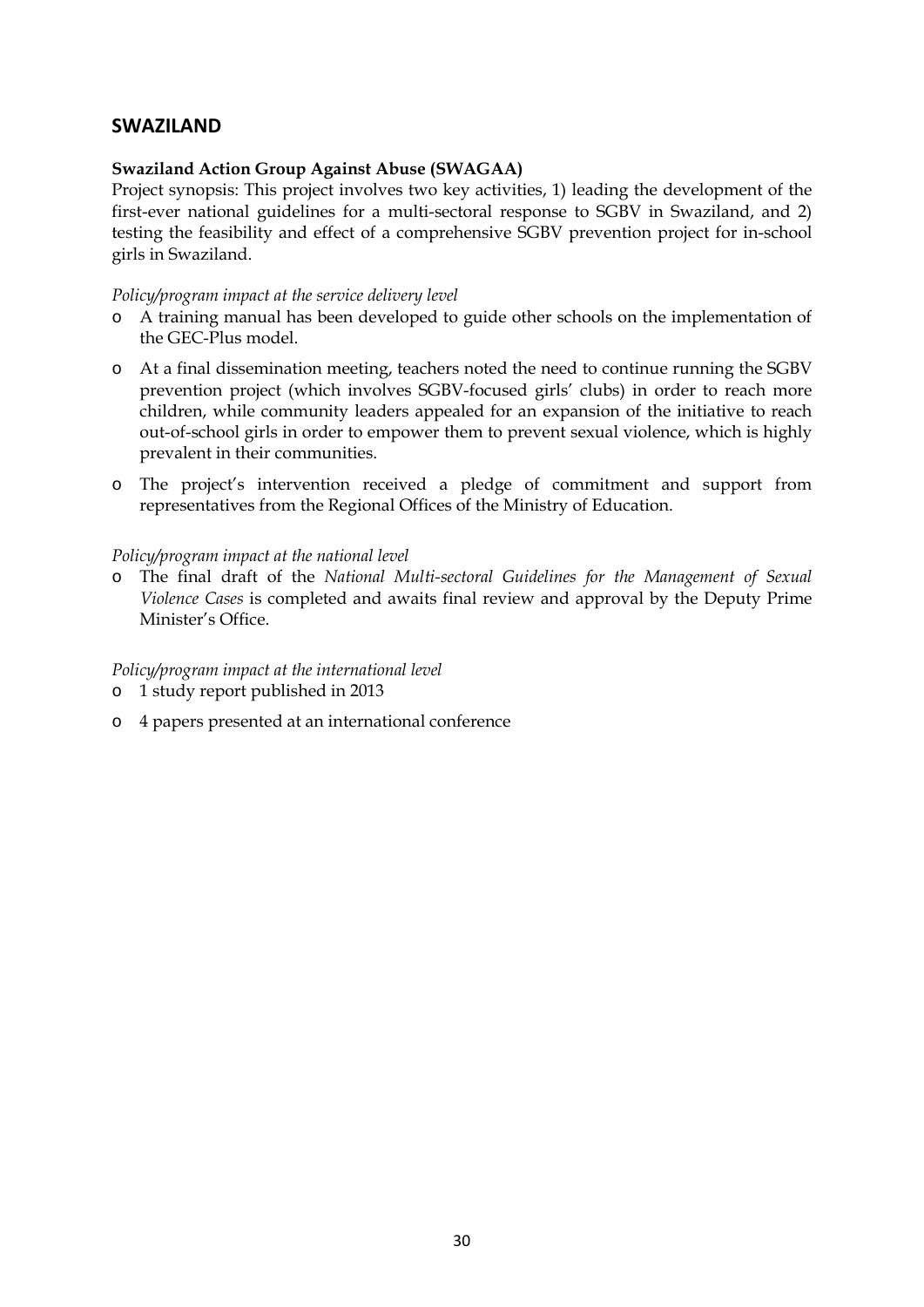## SWAZILAND

**Swaziland Action Group Against Abuse (SWAGAA)**

Project synopsis: This project involves two key activities, 1) leading the development of the first-ever national guidelines for a multi-sectoral response to SGBV in Swaziland, and 2) testing the feasibility and effect of a comprehensive SGBV prevention project for in-school girls in Swaziland.

*Policy/program impact at the service delivery level*

- A training manual has been developed to guide other schools on the implementation of the GEC-Plus model.
- At a final dissemination meeting, teachers noted the need to continue running the SGBV prevention project (which involves SGBV-focused girls' clubs) in order to reach more children, while community leaders appealed for an expansion of the initiative to reach out-of-school girls in order to empower them to prevent sexual violence, which is highly prevalent in their communities.
- The project's intervention received a pledge of commitment and support from representatives from the Regional Offices of the Ministry of Education.

*Policy/program impact at the national level*

- The final draft of the *National Multi-sectoral Guidelines for the Management of Sexual Violence Cases* is completed and awaits final review and approval by the Deputy Prime Minister's Office.

*Policy/program impact at the international level*

- 1 study report published in 2013
- 4 papers presented at an international conference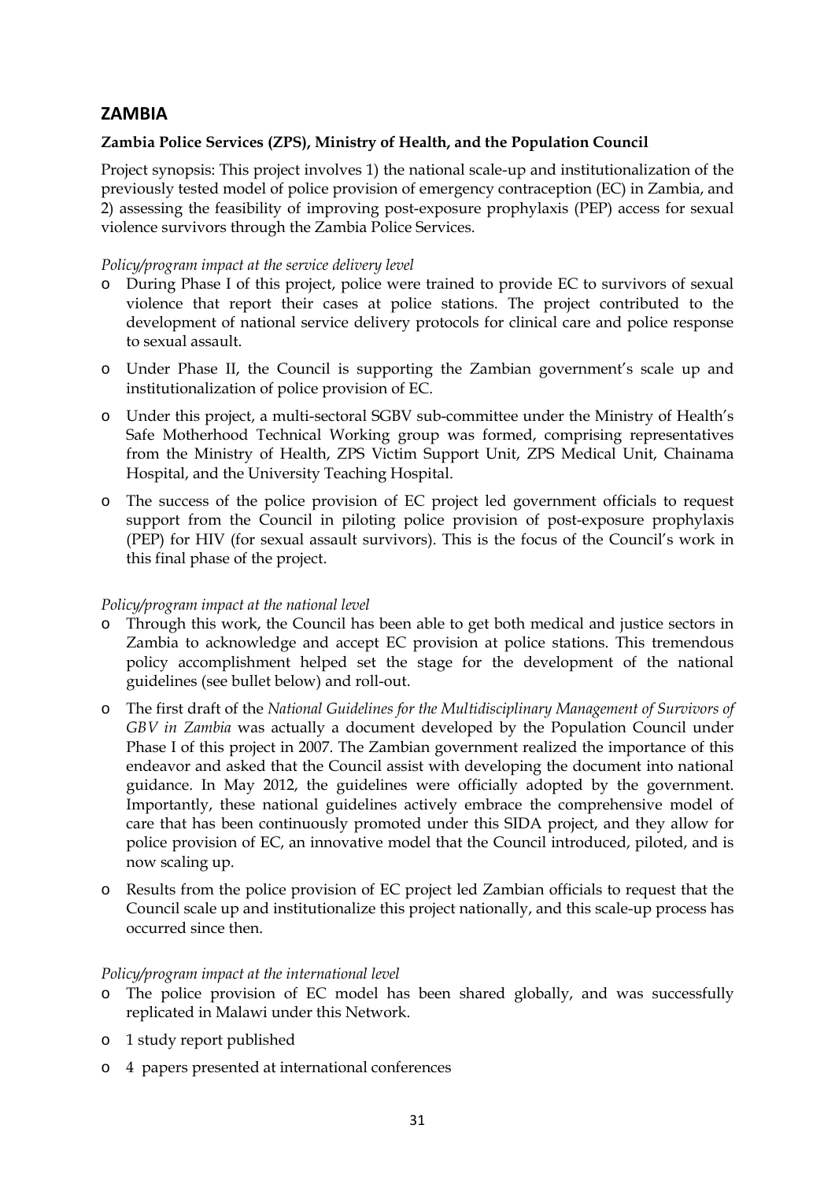## ZAMBIA

### Zambia Police Services (ZPS), Ministry of Health, and the Population Council

Project synopsis: This project involves 1) the national scale-up and institutionalization of the previously tested model of police provision of emergency contraception (EC) in Zambia, and 2) assessing the feasibility of improving post-exposure prophylaxis (PEP) access for sexual violence survivors through the Zambia Police Services.

*Policy/program impact at the service delivery level*

- During Phase I of this project, police were trained to provide EC to survivors of sexual violence that report their cases at police stations. The project contributed to the development of national service delivery protocols for clinical care and police response to sexual assault.
- Under Phase II, the Council is supporting the Zambian government's scale up and institutionalization of police provision of EC.
- Under this project, a multi-sectoral SGBV sub-committee under the Ministry of Health's Safe Motherhood Technical Working group was formed, comprising representatives from the Ministry of Health, ZPS Victim Support Unit, ZPS Medical Unit, Chainama Hospital, and the University Teaching Hospital.
- The success of the police provision of EC project led government officials to request support from the Council in piloting police provision of post-exposure prophylaxis (PEP) for HIV (for sexual assault survivors). This is the focus of the Council's work in this final phase of the project.

*Policy/program impact at the national level*

- Through this work, the Council has been able to get both medical and justice sectors in Zambia to acknowledge and accept EC provision at police stations. This tremendous policy accomplishment helped set the stage for the development of the national guidelines (see bullet below) and roll-out.
- The first draft of the *National Guidelines for the Multidisciplinary Management of Survivors of GBV in Zambia* was actually a document developed by the Population Council under Phase I of this project in 2007. The Zambian government realized the importance of this endeavor and asked that the Council assist with developing the document into national guidance. In May 2012, the guidelines were officially adopted by the government. Importantly, these national guidelines actively embrace the comprehensive model of care that has been continuously promoted under this SIDA project, and they allow for police provision of EC, an innovative model that the Council introduced, piloted, and is now scaling up.
- Results from the police provision of EC project led Zambian officials to request that the Council scale up and institutionalize this project nationally, and this scale-up process has occurred since then.

*Policy/program impact at the international level*

- The police provision of EC model has been shared globally, and was successfully replicated in Malawi under this Network.
- 1 study report published
- 4 papers presented at international conferences